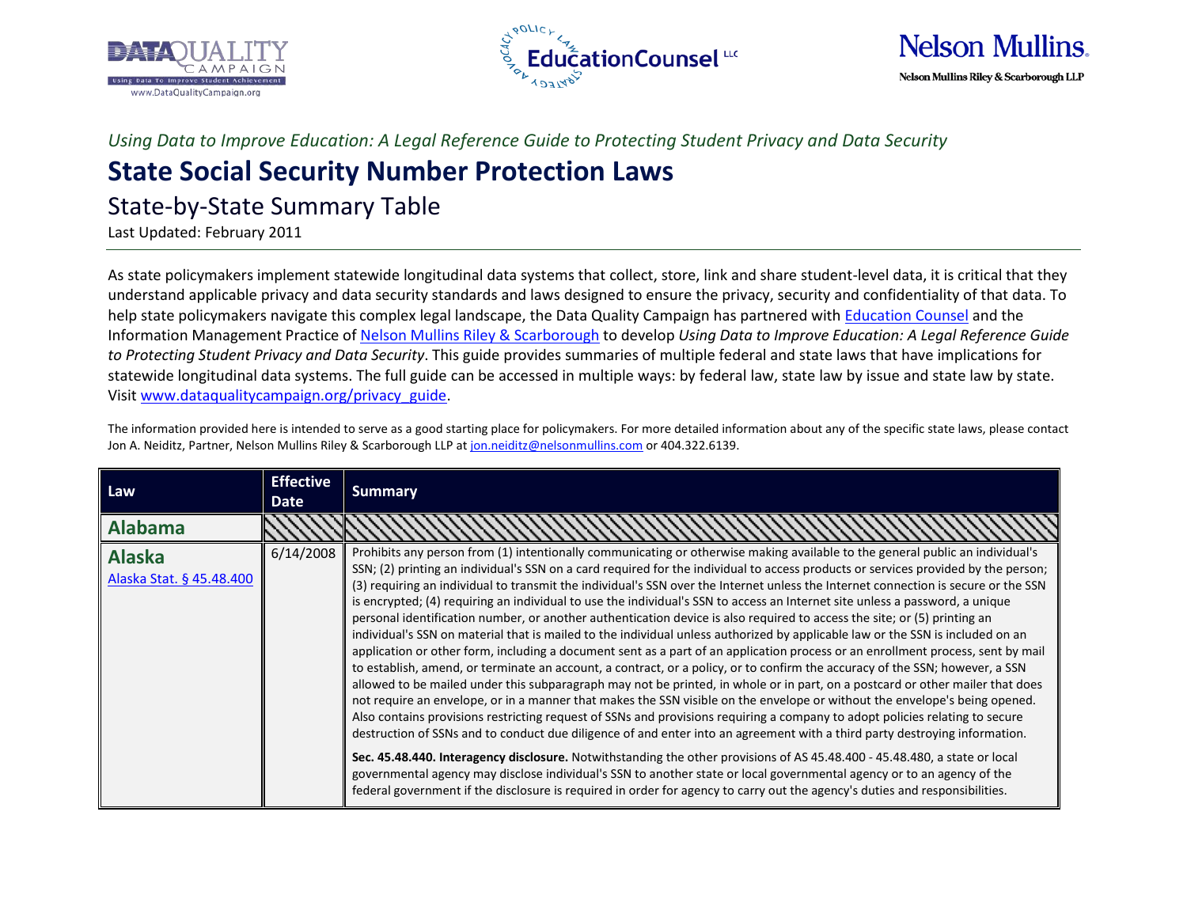*Using Data to Improve Education: A Legal Reference Guide to Protecting Student Privacy and Data Security*

# State Social Security Number Protection Laws

## State-by-State Summary Table

Last Updated: February 2011

As state policymakers implement statewide longitudinal data systems that collect, store, link and share student-level data, it is critical that they understand applicable privacy and data security standards and laws designed to ensure the privacy, security and confidentiality of that data. To help state policymakers navigate this complex legal landscape, the Data Quality Campaign has partnered with Education Counsel and the Information Management Practice of Nelson Mullins Riley & Scarborough to develop *Using Data to Improve Education: A Legal Reference Guide to Protecting Student Privacy and Data Security*. This guide provides summaries of multiple federal and state laws that have implications for statewide longitudinal data systems. The full guide can be accessed in multiple ways: by federal law, state law by issue and state law by state. Visit www.dataqualitycampaign.org/privacy_guide.

The information provided here is intended to serve as a good starting place for policymakers. For more detailed information about any of the specific state laws, please contact Jon A. Neiditz, Partner, Nelson Mullins Riley & Scarborough LLP at jon.neiditz@nelsonmullins.com or 404.322.6139.

| Law | Effective Date | Summary |
|---|---|---|
| **Alabama** | | |
| **Alaska** Alaska Stat. § 45.48.400 | 6/14/2008 | Prohibits any person from (1) intentionally communicating or otherwise making available to the general public an individual's SSN; (2) printing an individual's SSN on a card required for the individual to access products or services provided by the person; (3) requiring an individual to transmit the individual's SSN over the Internet unless the Internet connection is secure or the SSN is encrypted; (4) requiring an individual to use the individual's SSN to access an Internet site unless a password, a unique personal identification number, or another authentication device is also required to access the site; or (5) printing an individual's SSN on material that is mailed to the individual unless authorized by applicable law or the SSN is included on an application or other form, including a document sent as a part of an application process or an enrollment process, sent by mail to establish, amend, or terminate an account, a contract, or a policy, or to confirm the accuracy of the SSN; however, a SSN allowed to be mailed under this subparagraph may not be printed, in whole or in part, on a postcard or other mailer that does not require an envelope, or in a manner that makes the SSN visible on the envelope or without the envelope's being opened. Also contains provisions restricting request of SSNs and provisions requiring a company to adopt policies relating to secure destruction of SSNs and to conduct due diligence of and enter into an agreement with a third party destroying information.<br><br>**Sec. 45.48.440. Interagency disclosure.** Notwithstanding the other provisions of AS 45.48.400 - 45.48.480, a state or local governmental agency may disclose individual's SSN to another state or local governmental agency or to an agency of the federal government if the disclosure is required in order for agency to carry out the agency's duties and responsibilities. |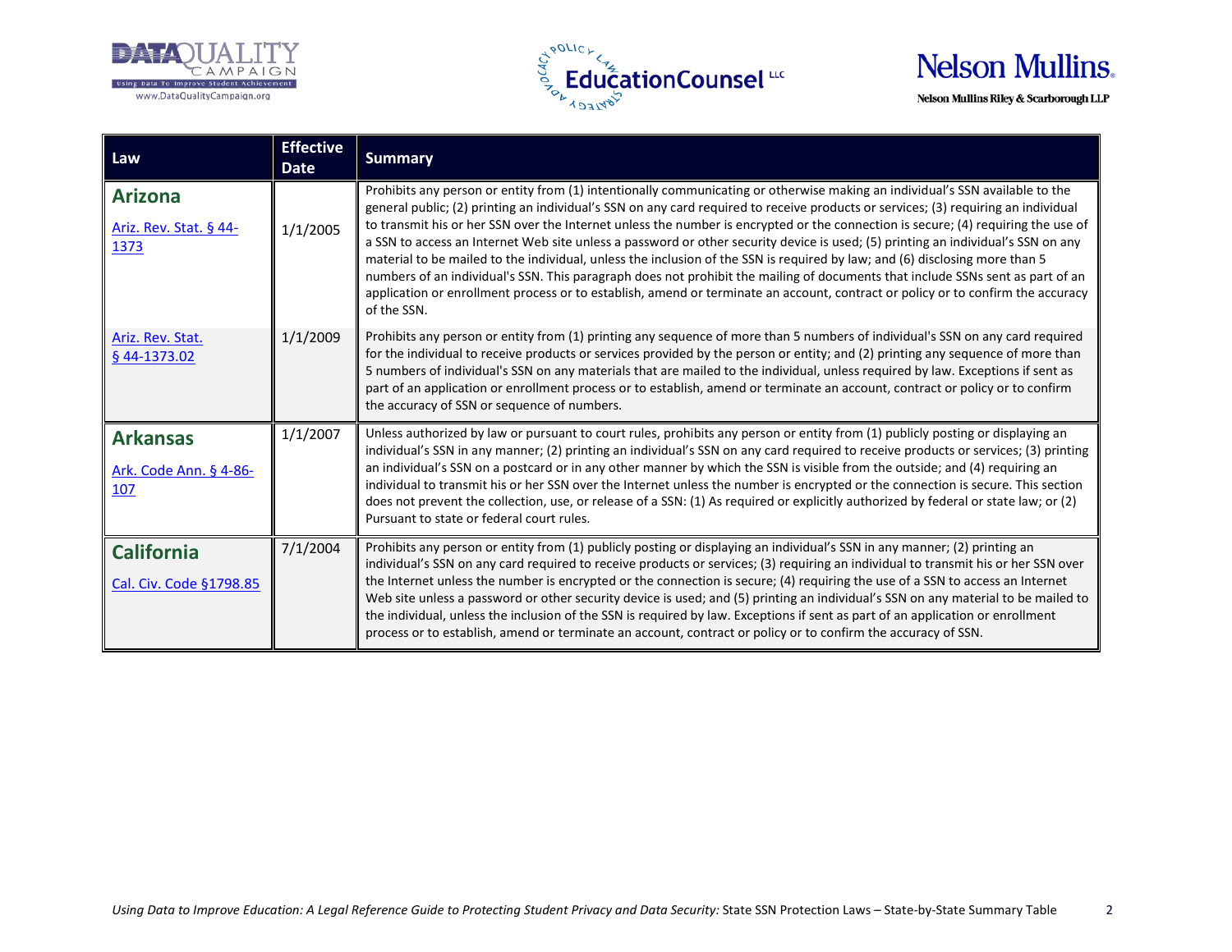| Law | Effective Date | Summary |
|---|---|---|
| **Arizona**<br>Ariz. Rev. Stat. § 44-1373 | 1/1/2005 | Prohibits any person or entity from (1) intentionally communicating or otherwise making an individual's SSN available to the general public; (2) printing an individual's SSN on any card required to receive products or services; (3) requiring an individual to transmit his or her SSN over the Internet unless the number is encrypted or the connection is secure; (4) requiring the use of a SSN to access an Internet Web site unless a password or other security device is used; (5) printing an individual's SSN on any material to be mailed to the individual, unless the inclusion of the SSN is required by law; and (6) disclosing more than 5 numbers of an individual's SSN. This paragraph does not prohibit the mailing of documents that include SSNs sent as part of an application or enrollment process or to establish, amend or terminate an account, contract or policy or to confirm the accuracy of the SSN. |
| Ariz. Rev. Stat. § 44-1373.02 | 1/1/2009 | Prohibits any person or entity from (1) printing any sequence of more than 5 numbers of individual's SSN on any card required for the individual to receive products or services provided by the person or entity; and (2) printing any sequence of more than 5 numbers of individual's SSN on any materials that are mailed to the individual, unless required by law. Exceptions if sent as part of an application or enrollment process or to establish, amend or terminate an account, contract or policy or to confirm the accuracy of SSN or sequence of numbers. |
| **Arkansas**<br>Ark. Code Ann. § 4-86-107 | 1/1/2007 | Unless authorized by law or pursuant to court rules, prohibits any person or entity from (1) publicly posting or displaying an individual's SSN in any manner; (2) printing an individual's SSN on any card required to receive products or services; (3) printing an individual's SSN on a postcard or in any other manner by which the SSN is visible from the outside; and (4) requiring an individual to transmit his or her SSN over the Internet unless the number is encrypted or the connection is secure. This section does not prevent the collection, use, or release of a SSN: (1) As required or explicitly authorized by federal or state law; or (2) Pursuant to state or federal court rules. |
| **California**<br>Cal. Civ. Code §1798.85 | 7/1/2004 | Prohibits any person or entity from (1) publicly posting or displaying an individual's SSN in any manner; (2) printing an individual's SSN on any card required to receive products or services; (3) requiring an individual to transmit his or her SSN over the Internet unless the number is encrypted or the connection is secure; (4) requiring the use of a SSN to access an Internet Web site unless a password or other security device is used; and (5) printing an individual's SSN on any material to be mailed to the individual, unless the inclusion of the SSN is required by law. Exceptions if sent as part of an application or enrollment process or to establish, amend or terminate an account, contract or policy or to confirm the accuracy of SSN. |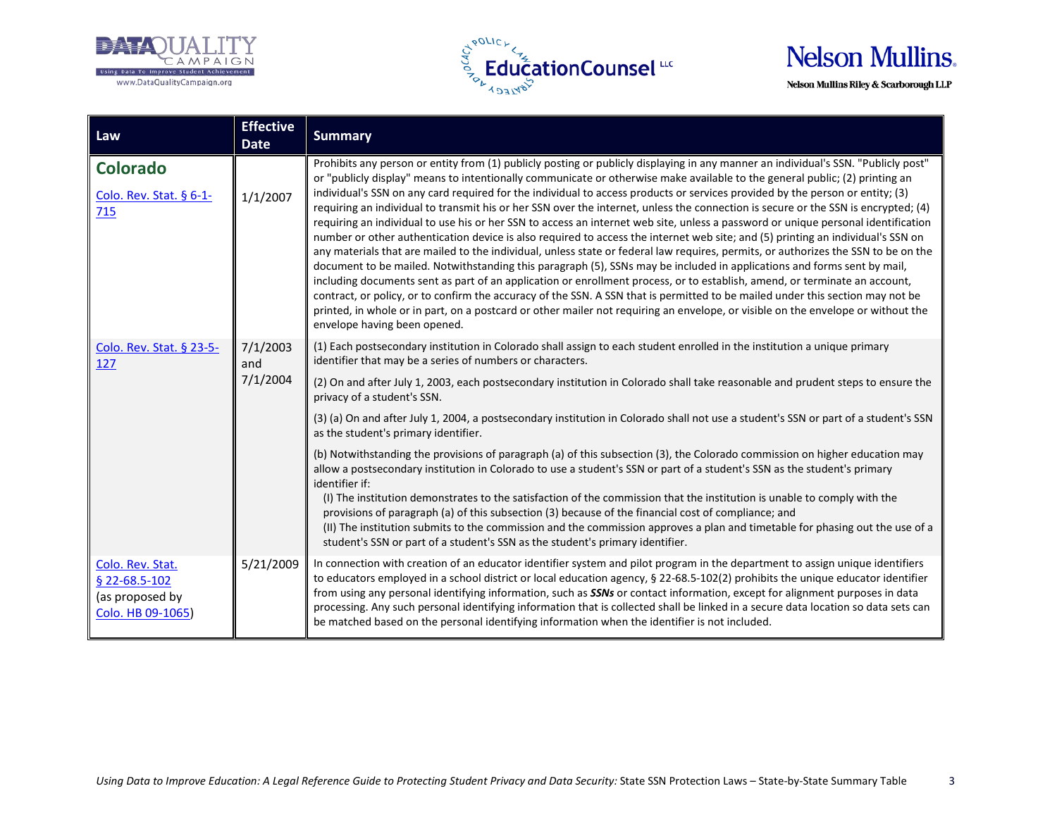| Law | Effective Date | Summary |
|---|---|---|
| **Colorado**<br>Colo. Rev. Stat. § 6-1-715 | 1/1/2007 | Prohibits any person or entity from (1) publicly posting or publicly displaying in any manner an individual's SSN. "Publicly post" or "publicly display" means to intentionally communicate or otherwise make available to the general public; (2) printing an individual's SSN on any card required for the individual to access products or services provided by the person or entity; (3) requiring an individual to transmit his or her SSN over the internet, unless the connection is secure or the SSN is encrypted; (4) requiring an individual to use his or her SSN to access an internet web site, unless a password or unique personal identification number or other authentication device is also required to access the internet web site; and (5) printing an individual's SSN on any materials that are mailed to the individual, unless state or federal law requires, permits, or authorizes the SSN to be on the document to be mailed. Notwithstanding this paragraph (5), SSNs may be included in applications and forms sent by mail, including documents sent as part of an application or enrollment process, or to establish, amend, or terminate an account, contract, or policy, or to confirm the accuracy of the SSN. A SSN that is permitted to be mailed under this section may not be printed, in whole or in part, on a postcard or other mailer not requiring an envelope, or visible on the envelope or without the envelope having been opened. |
| Colo. Rev. Stat. § 23-5-127 | 7/1/2003 and 7/1/2004 | (1) Each postsecondary institution in Colorado shall assign to each student enrolled in the institution a unique primary identifier that may be a series of numbers or characters.<br><br>(2) On and after July 1, 2003, each postsecondary institution in Colorado shall take reasonable and prudent steps to ensure the privacy of a student's SSN.<br><br>(3) (a) On and after July 1, 2004, a postsecondary institution in Colorado shall not use a student's SSN or part of a student's SSN as the student's primary identifier.<br><br>(b) Notwithstanding the provisions of paragraph (a) of this subsection (3), the Colorado commission on higher education may allow a postsecondary institution in Colorado to use a student's SSN or part of a student's SSN as the student's primary identifier if:<br>(I) The institution demonstrates to the satisfaction of the commission that the institution is unable to comply with the provisions of paragraph (a) of this subsection (3) because of the financial cost of compliance; and<br>(II) The institution submits to the commission and the commission approves a plan and timetable for phasing out the use of a student's SSN or part of a student's SSN as the student's primary identifier. |
| Colo. Rev. Stat. § 22-68.5-102 (as proposed by Colo. HB 09-1065) | 5/21/2009 | In connection with creation of an educator identifier system and pilot program in the department to assign unique identifiers to educators employed in a school district or local education agency, § 22-68.5-102(2) prohibits the unique educator identifier from using any personal identifying information, such as ***SSNs*** or contact information, except for alignment purposes in data processing. Any such personal identifying information that is collected shall be linked in a secure data location so data sets can be matched based on the personal identifying information when the identifier is not included. |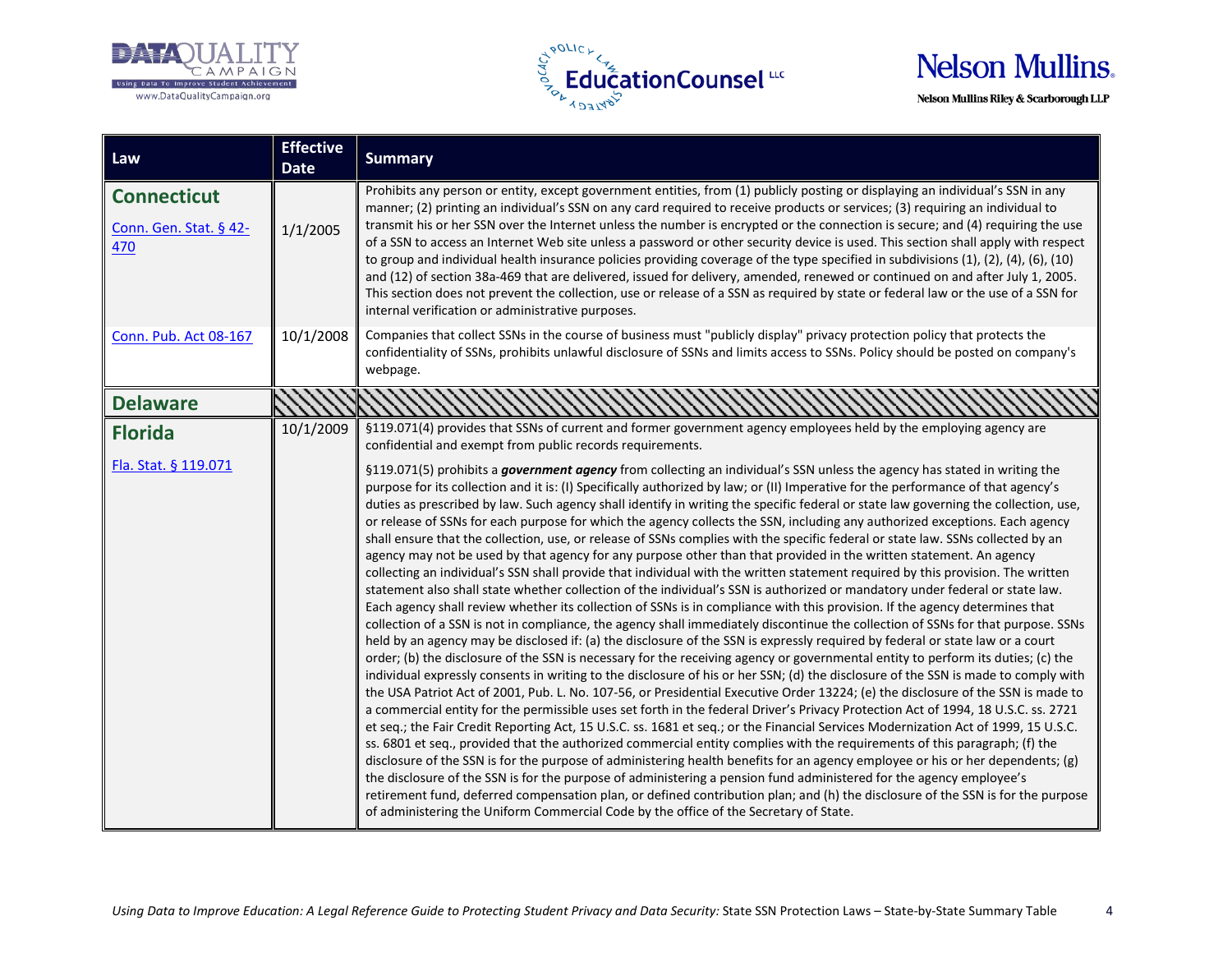| Law | Effective Date | Summary |
|---|---|---|
| **Connecticut**<br><br>Conn. Gen. Stat. § 42-470 | 1/1/2005 | Prohibits any person or entity, except government entities, from (1) publicly posting or displaying an individual's SSN in any manner; (2) printing an individual's SSN on any card required to receive products or services; (3) requiring an individual to transmit his or her SSN over the Internet unless the number is encrypted or the connection is secure; and (4) requiring the use of a SSN to access an Internet Web site unless a password or other security device is used. This section shall apply with respect to group and individual health insurance policies providing coverage of the type specified in subdivisions (1), (2), (4), (6), (10) and (12) of section 38a-469 that are delivered, issued for delivery, amended, renewed or continued on and after July 1, 2005. This section does not prevent the collection, use or release of a SSN as required by state or federal law or the use of a SSN for internal verification or administrative purposes. |
| Conn. Pub. Act 08-167 | 10/1/2008 | Companies that collect SSNs in the course of business must "publicly display" privacy protection policy that protects the confidentiality of SSNs, prohibits unlawful disclosure of SSNs and limits access to SSNs. Policy should be posted on company's webpage. |
| **Delaware** | | |
| **Florida**<br><br>Fla. Stat. § 119.071 | 10/1/2009 | §119.071(4) provides that SSNs of current and former government agency employees held by the employing agency are confidential and exempt from public records requirements.<br><br>§119.071(5) prohibits a ***government agency*** from collecting an individual's SSN unless the agency has stated in writing the purpose for its collection and it is: (I) Specifically authorized by law; or (II) Imperative for the performance of that agency's duties as prescribed by law. Such agency shall identify in writing the specific federal or state law governing the collection, use, or release of SSNs for each purpose for which the agency collects the SSN, including any authorized exceptions. Each agency shall ensure that the collection, use, or release of SSNs complies with the specific federal or state law. SSNs collected by an agency may not be used by that agency for any purpose other than that provided in the written statement. An agency collecting an individual's SSN shall provide that individual with the written statement required by this provision. The written statement also shall state whether collection of the individual's SSN is authorized or mandatory under federal or state law. Each agency shall review whether its collection of SSNs is in compliance with this provision. If the agency determines that collection of a SSN is not in compliance, the agency shall immediately discontinue the collection of SSNs for that purpose. SSNs held by an agency may be disclosed if: (a) the disclosure of the SSN is expressly required by federal or state law or a court order; (b) the disclosure of the SSN is necessary for the receiving agency or governmental entity to perform its duties; (c) the individual expressly consents in writing to the disclosure of his or her SSN; (d) the disclosure of the SSN is made to comply with the USA Patriot Act of 2001, Pub. L. No. 107-56, or Presidential Executive Order 13224; (e) the disclosure of the SSN is made to a commercial entity for the permissible uses set forth in the federal Driver's Privacy Protection Act of 1994, 18 U.S.C. ss. 2721 et seq.; the Fair Credit Reporting Act, 15 U.S.C. ss. 1681 et seq.; or the Financial Services Modernization Act of 1999, 15 U.S.C. ss. 6801 et seq., provided that the authorized commercial entity complies with the requirements of this paragraph; (f) the disclosure of the SSN is for the purpose of administering health benefits for an agency employee or his or her dependents; (g) the disclosure of the SSN is for the purpose of administering a pension fund administered for the agency employee's retirement fund, deferred compensation plan, or defined contribution plan; and (h) the disclosure of the SSN is for the purpose of administering the Uniform Commercial Code by the office of the Secretary of State. |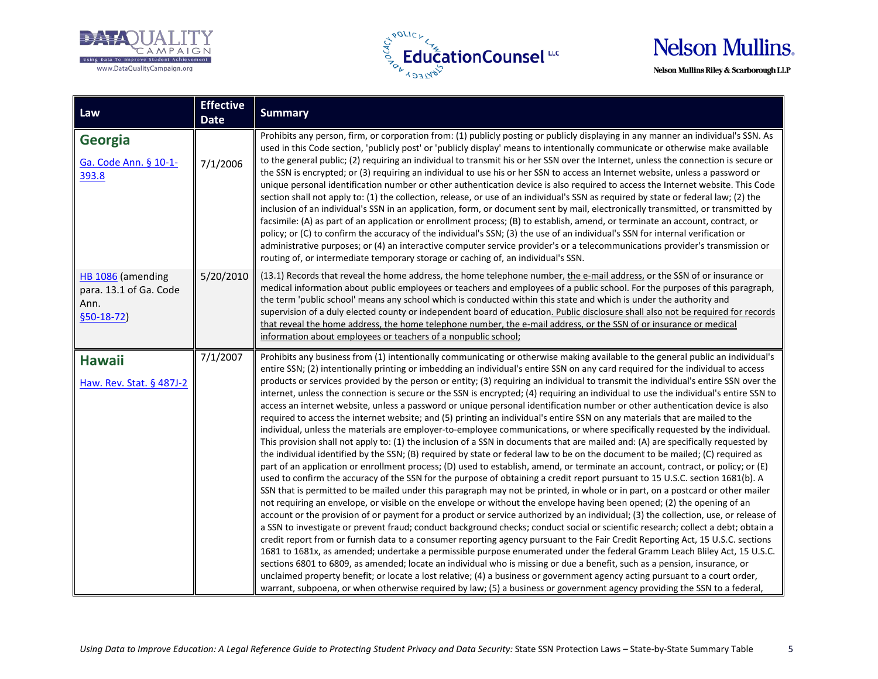| Law | Effective Date | Summary |
|---|---|---|
| **Georgia** [Ga. Code Ann. § 10-1-393.8] | 7/1/2006 | Prohibits any person, firm, or corporation from: (1) publicly posting or publicly displaying in any manner an individual's SSN. As used in this Code section, 'publicly post' or 'publicly display' means to intentionally communicate or otherwise make available to the general public; (2) requiring an individual to transmit his or her SSN over the Internet, unless the connection is secure or the SSN is encrypted; or (3) requiring an individual to use his or her SSN to access an Internet website, unless a password or unique personal identification number or other authentication device is also required to access the Internet website. This Code section shall not apply to: (1) the collection, release, or use of an individual's SSN as required by state or federal law; (2) the inclusion of an individual's SSN in an application, form, or document sent by mail, electronically transmitted, or transmitted by facsimile: (A) as part of an application or enrollment process; (B) to establish, amend, or terminate an account, contract, or policy; or (C) to confirm the accuracy of the individual's SSN; (3) the use of an individual's SSN for internal verification or administrative purposes; or (4) an interactive computer service provider's or a telecommunications provider's transmission or routing of, or intermediate temporary storage or caching of, an individual's SSN. |
| HB 1086 (amending para. 13.1 of Ga. Code Ann. §50-18-72) | 5/20/2010 | (13.1) Records that reveal the home address, the home telephone number, <u>the e-mail address,</u> or the SSN of or insurance or medical information about public employees or teachers and employees of a public school. For the purposes of this paragraph, the term 'public school' means any school which is conducted within this state and which is under the authority and supervision of a duly elected county or independent board of education<u>. Public disclosure shall also not be required for records that reveal the home address, the home telephone number, the e-mail address, or the SSN of or insurance or medical information about employees or teachers of a nonpublic school;</u> |
| **Hawaii** [Haw. Rev. Stat. § 487J-2] | 7/1/2007 | Prohibits any business from (1) intentionally communicating or otherwise making available to the general public an individual's entire SSN; (2) intentionally printing or imbedding an individual's entire SSN on any card required for the individual to access products or services provided by the person or entity; (3) requiring an individual to transmit the individual's entire SSN over the internet, unless the connection is secure or the SSN is encrypted; (4) requiring an individual to use the individual's entire SSN to access an internet website, unless a password or unique personal identification number or other authentication device is also required to access the internet website; and (5) printing an individual's entire SSN on any materials that are mailed to the individual, unless the materials are employer-to-employee communications, or where specifically requested by the individual. This provision shall not apply to: (1) the inclusion of a SSN in documents that are mailed and: (A) are specifically requested by the individual identified by the SSN; (B) required by state or federal law to be on the document to be mailed; (C) required as part of an application or enrollment process; (D) used to establish, amend, or terminate an account, contract, or policy; or (E) used to confirm the accuracy of the SSN for the purpose of obtaining a credit report pursuant to 15 U.S.C. section 1681(b). A SSN that is permitted to be mailed under this paragraph may not be printed, in whole or in part, on a postcard or other mailer not requiring an envelope, or visible on the envelope or without the envelope having been opened; (2) the opening of an account or the provision of or payment for a product or service authorized by an individual; (3) the collection, use, or release of a SSN to investigate or prevent fraud; conduct background checks; conduct social or scientific research; collect a debt; obtain a credit report from or furnish data to a consumer reporting agency pursuant to the Fair Credit Reporting Act, 15 U.S.C. sections 1681 to 1681x, as amended; undertake a permissible purpose enumerated under the federal Gramm Leach Bliley Act, 15 U.S.C. sections 6801 to 6809, as amended; locate an individual who is missing or due a benefit, such as a pension, insurance, or unclaimed property benefit; or locate a lost relative; (4) a business or government agency acting pursuant to a court order, warrant, subpoena, or when otherwise required by law; (5) a business or government agency providing the SSN to a federal, |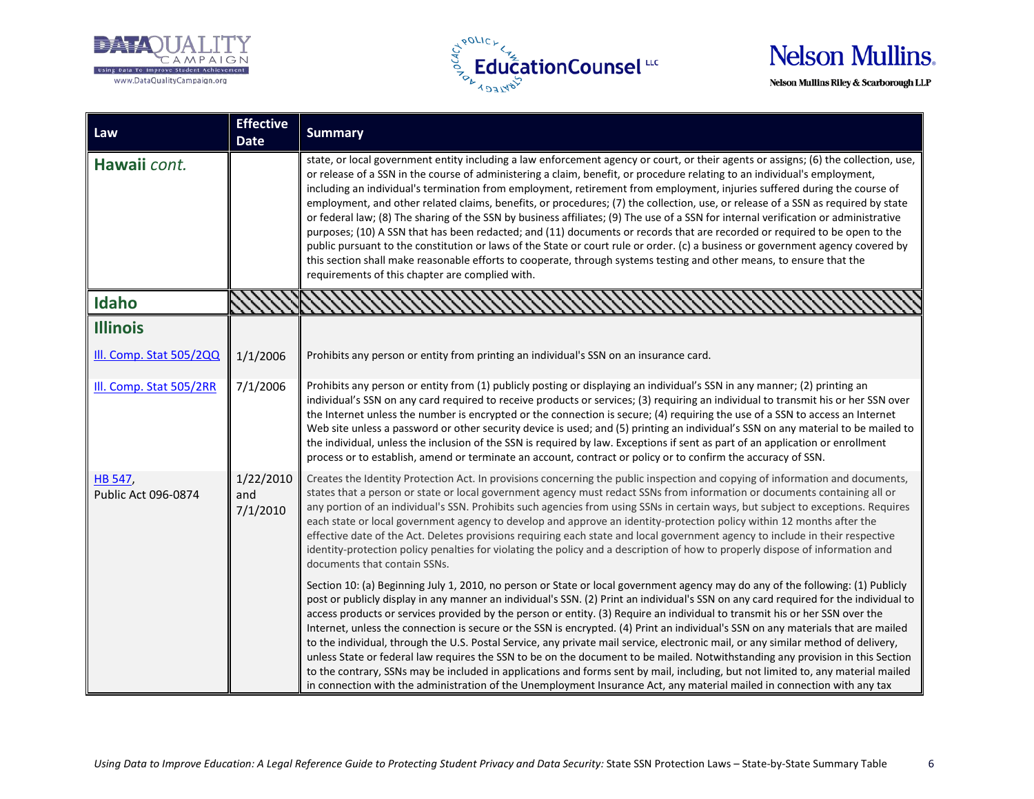| Law | Effective Date | Summary |
|---|---|---|
| **Hawaii** *cont.* | | state, or local government entity including a law enforcement agency or court, or their agents or assigns; (6) the collection, use, or release of a SSN in the course of administering a claim, benefit, or procedure relating to an individual's employment, including an individual's termination from employment, retirement from employment, injuries suffered during the course of employment, and other related claims, benefits, or procedures; (7) the collection, use, or release of a SSN as required by state or federal law; (8) The sharing of the SSN by business affiliates; (9) The use of a SSN for internal verification or administrative purposes; (10) A SSN that has been redacted; and (11) documents or records that are recorded or required to be open to the public pursuant to the constitution or laws of the State or court rule or order. (c) a business or government agency covered by this section shall make reasonable efforts to cooperate, through systems testing and other means, to ensure that the requirements of this chapter are complied with. |
| **Idaho** | | |
| **Illinois** | | |
| Ill. Comp. Stat 505/2QQ | 1/1/2006 | Prohibits any person or entity from printing an individual's SSN on an insurance card. |
| Ill. Comp. Stat 505/2RR | 7/1/2006 | Prohibits any person or entity from (1) publicly posting or displaying an individual's SSN in any manner; (2) printing an individual's SSN on any card required to receive products or services; (3) requiring an individual to transmit his or her SSN over the Internet unless the number is encrypted or the connection is secure; (4) requiring the use of a SSN to access an Internet Web site unless a password or other security device is used; and (5) printing an individual's SSN on any material to be mailed to the individual, unless the inclusion of the SSN is required by law. Exceptions if sent as part of an application or enrollment process or to establish, amend or terminate an account, contract or policy or to confirm the accuracy of SSN. |
| HB 547, Public Act 096-0874 | 1/22/2010 and 7/1/2010 | Creates the Identity Protection Act. In provisions concerning the public inspection and copying of information and documents, states that a person or state or local government agency must redact SSNs from information or documents containing all or any portion of an individual's SSN. Prohibits such agencies from using SSNs in certain ways, but subject to exceptions. Requires each state or local government agency to develop and approve an identity-protection policy within 12 months after the effective date of the Act. Deletes provisions requiring each state and local government agency to include in their respective identity-protection policy penalties for violating the policy and a description of how to properly dispose of information and documents that contain SSNs.<br><br>Section 10: (a) Beginning July 1, 2010, no person or State or local government agency may do any of the following: (1) Publicly post or publicly display in any manner an individual's SSN. (2) Print an individual's SSN on any card required for the individual to access products or services provided by the person or entity. (3) Require an individual to transmit his or her SSN over the Internet, unless the connection is secure or the SSN is encrypted. (4) Print an individual's SSN on any materials that are mailed to the individual, through the U.S. Postal Service, any private mail service, electronic mail, or any similar method of delivery, unless State or federal law requires the SSN to be on the document to be mailed. Notwithstanding any provision in this Section to the contrary, SSNs may be included in applications and forms sent by mail, including, but not limited to, any material mailed in connection with the administration of the Unemployment Insurance Act, any material mailed in connection with any tax |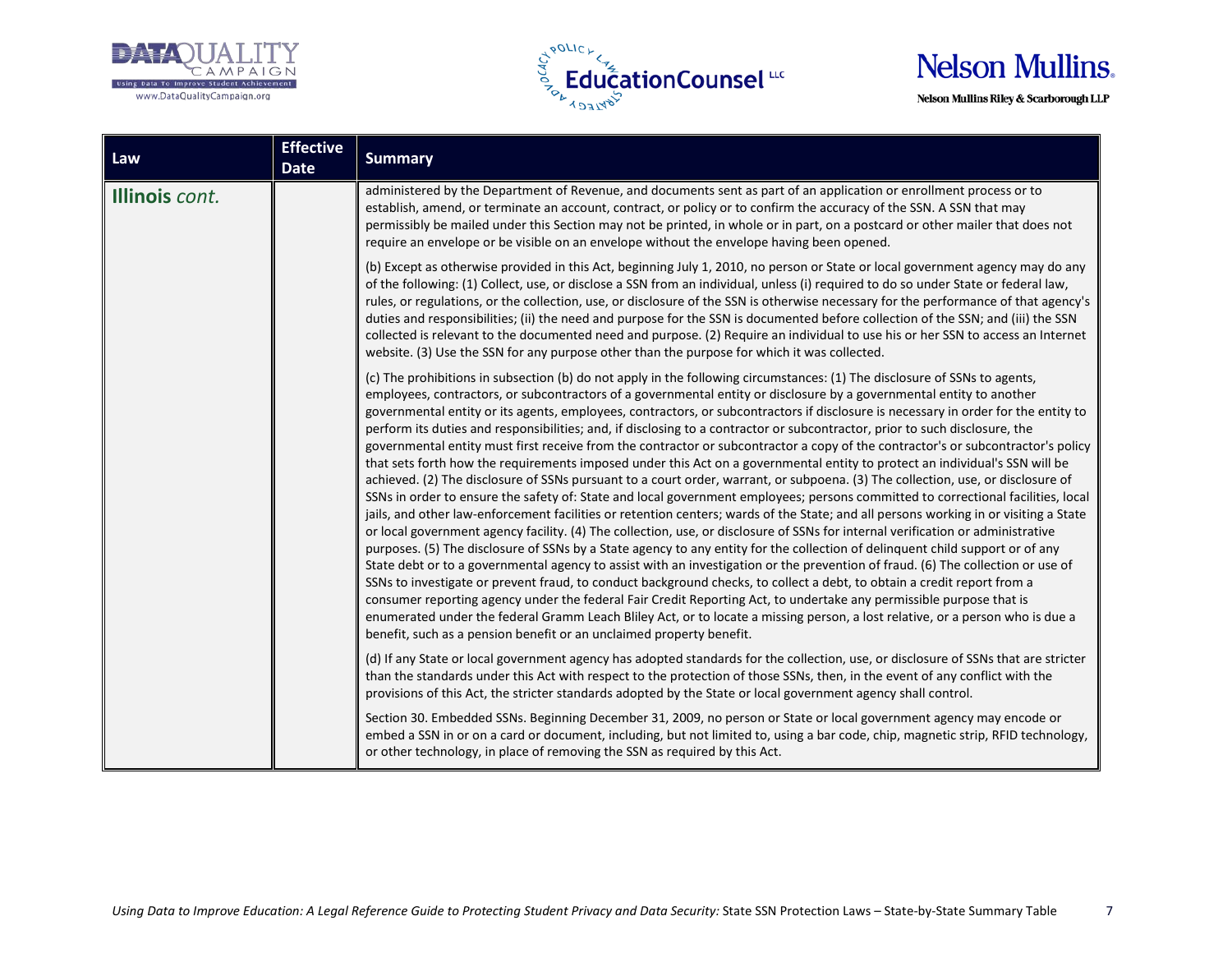| Law | Effective Date | Summary |
|---|---|---|
| **Illinois** *cont.* | | administered by the Department of Revenue, and documents sent as part of an application or enrollment process or to establish, amend, or terminate an account, contract, or policy or to confirm the accuracy of the SSN. A SSN that may permissibly be mailed under this Section may not be printed, in whole or in part, on a postcard or other mailer that does not require an envelope or be visible on an envelope without the envelope having been opened.<br><br>(b) Except as otherwise provided in this Act, beginning July 1, 2010, no person or State or local government agency may do any of the following: (1) Collect, use, or disclose a SSN from an individual, unless (i) required to do so under State or federal law, rules, or regulations, or the collection, use, or disclosure of the SSN is otherwise necessary for the performance of that agency's duties and responsibilities; (ii) the need and purpose for the SSN is documented before collection of the SSN; and (iii) the SSN collected is relevant to the documented need and purpose. (2) Require an individual to use his or her SSN to access an Internet website. (3) Use the SSN for any purpose other than the purpose for which it was collected.<br><br>(c) The prohibitions in subsection (b) do not apply in the following circumstances: (1) The disclosure of SSNs to agents, employees, contractors, or subcontractors of a governmental entity or disclosure by a governmental entity to another governmental entity or its agents, employees, contractors, or subcontractors if disclosure is necessary in order for the entity to perform its duties and responsibilities; and, if disclosing to a contractor or subcontractor, prior to such disclosure, the governmental entity must first receive from the contractor or subcontractor a copy of the contractor's or subcontractor's policy that sets forth how the requirements imposed under this Act on a governmental entity to protect an individual's SSN will be achieved. (2) The disclosure of SSNs pursuant to a court order, warrant, or subpoena. (3) The collection, use, or disclosure of SSNs in order to ensure the safety of: State and local government employees; persons committed to correctional facilities, local jails, and other law-enforcement facilities or retention centers; wards of the State; and all persons working in or visiting a State or local government agency facility. (4) The collection, use, or disclosure of SSNs for internal verification or administrative purposes. (5) The disclosure of SSNs by a State agency to any entity for the collection of delinquent child support or of any State debt or to a governmental agency to assist with an investigation or the prevention of fraud. (6) The collection or use of SSNs to investigate or prevent fraud, to conduct background checks, to collect a debt, to obtain a credit report from a consumer reporting agency under the federal Fair Credit Reporting Act, to undertake any permissible purpose that is enumerated under the federal Gramm Leach Bliley Act, or to locate a missing person, a lost relative, or a person who is due a benefit, such as a pension benefit or an unclaimed property benefit.<br><br>(d) If any State or local government agency has adopted standards for the collection, use, or disclosure of SSNs that are stricter than the standards under this Act with respect to the protection of those SSNs, then, in the event of any conflict with the provisions of this Act, the stricter standards adopted by the State or local government agency shall control.<br><br>Section 30. Embedded SSNs. Beginning December 31, 2009, no person or State or local government agency may encode or embed a SSN in or on a card or document, including, but not limited to, using a bar code, chip, magnetic strip, RFID technology, or other technology, in place of removing the SSN as required by this Act. |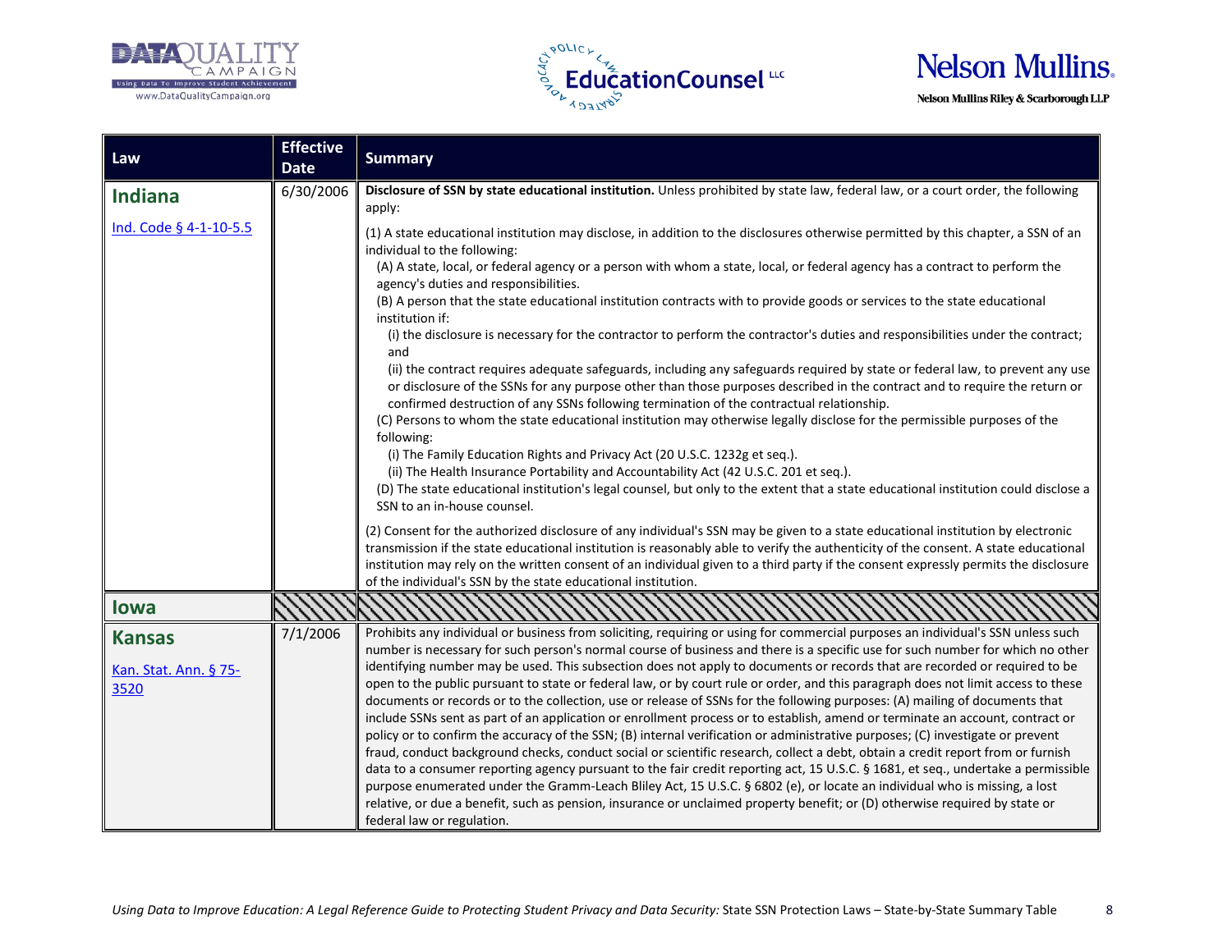| Law | Effective Date | Summary |
|---|---|---|
| **Indiana**<br><br>Ind. Code § 4-1-10-5.5 | 6/30/2006 | **Disclosure of SSN by state educational institution.** Unless prohibited by state law, federal law, or a court order, the following apply:<br><br>(1) A state educational institution may disclose, in addition to the disclosures otherwise permitted by this chapter, a SSN of an individual to the following:<br>(A) A state, local, or federal agency or a person with whom a state, local, or federal agency has a contract to perform the agency's duties and responsibilities.<br>(B) A person that the state educational institution contracts with to provide goods or services to the state educational institution if:<br>(i) the disclosure is necessary for the contractor to perform the contractor's duties and responsibilities under the contract; and<br>(ii) the contract requires adequate safeguards, including any safeguards required by state or federal law, to prevent any use or disclosure of the SSNs for any purpose other than those purposes described in the contract and to require the return or confirmed destruction of any SSNs following termination of the contractual relationship.<br>(C) Persons to whom the state educational institution may otherwise legally disclose for the permissible purposes of the following:<br>(i) The Family Education Rights and Privacy Act (20 U.S.C. 1232g et seq.).<br>(ii) The Health Insurance Portability and Accountability Act (42 U.S.C. 201 et seq.).<br>(D) The state educational institution's legal counsel, but only to the extent that a state educational institution could disclose a SSN to an in-house counsel.<br><br>(2) Consent for the authorized disclosure of any individual's SSN may be given to a state educational institution by electronic transmission if the state educational institution is reasonably able to verify the authenticity of the consent. A state educational institution may rely on the written consent of an individual given to a third party if the consent expressly permits the disclosure of the individual's SSN by the state educational institution. |
| **Iowa** | | |
| **Kansas**<br><br>Kan. Stat. Ann. § 75-3520 | 7/1/2006 | Prohibits any individual or business from soliciting, requiring or using for commercial purposes an individual's SSN unless such number is necessary for such person's normal course of business and there is a specific use for such number for which no other identifying number may be used. This subsection does not apply to documents or records that are recorded or required to be open to the public pursuant to state or federal law, or by court rule or order, and this paragraph does not limit access to these documents or records or to the collection, use or release of SSNs for the following purposes: (A) mailing of documents that include SSNs sent as part of an application or enrollment process or to establish, amend or terminate an account, contract or policy or to confirm the accuracy of the SSN; (B) internal verification or administrative purposes; (C) investigate or prevent fraud, conduct background checks, conduct social or scientific research, collect a debt, obtain a credit report from or furnish data to a consumer reporting agency pursuant to the fair credit reporting act, 15 U.S.C. § 1681, et seq., undertake a permissible purpose enumerated under the Gramm-Leach Bliley Act, 15 U.S.C. § 6802 (e), or locate an individual who is missing, a lost relative, or due a benefit, such as pension, insurance or unclaimed property benefit; or (D) otherwise required by state or federal law or regulation. |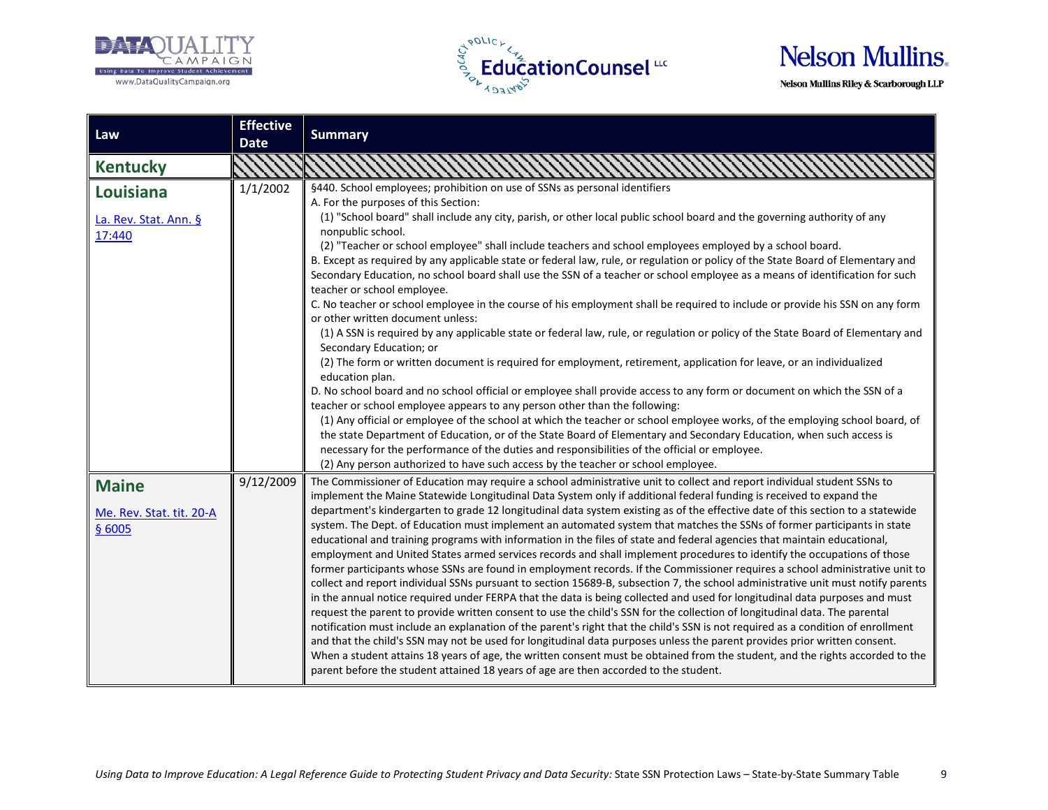| Law | Effective Date | Summary |
|---|---|---|
| **Kentucky** | | |
| **Louisiana**<br><br>La. Rev. Stat. Ann. § 17:440 | 1/1/2002 | §440. School employees; prohibition on use of SSNs as personal identifiers<br>A. For the purposes of this Section:<br>(1) "School board" shall include any city, parish, or other local public school board and the governing authority of any nonpublic school.<br>(2) "Teacher or school employee" shall include teachers and school employees employed by a school board.<br>B. Except as required by any applicable state or federal law, rule, or regulation or policy of the State Board of Elementary and Secondary Education, no school board shall use the SSN of a teacher or school employee as a means of identification for such teacher or school employee.<br>C. No teacher or school employee in the course of his employment shall be required to include or provide his SSN on any form or other written document unless:<br>(1) A SSN is required by any applicable state or federal law, rule, or regulation or policy of the State Board of Elementary and Secondary Education; or<br>(2) The form or written document is required for employment, retirement, application for leave, or an individualized education plan.<br>D. No school board and no school official or employee shall provide access to any form or document on which the SSN of a teacher or school employee appears to any person other than the following:<br>(1) Any official or employee of the school at which the teacher or school employee works, of the employing school board, of the state Department of Education, or of the State Board of Elementary and Secondary Education, when such access is necessary for the performance of the duties and responsibilities of the official or employee.<br>(2) Any person authorized to have such access by the teacher or school employee. |
| **Maine**<br><br>Me. Rev. Stat. tit. 20-A § 6005 | 9/12/2009 | The Commissioner of Education may require a school administrative unit to collect and report individual student SSNs to implement the Maine Statewide Longitudinal Data System only if additional federal funding is received to expand the department's kindergarten to grade 12 longitudinal data system existing as of the effective date of this section to a statewide system. The Dept. of Education must implement an automated system that matches the SSNs of former participants in state educational and training programs with information in the files of state and federal agencies that maintain educational, employment and United States armed services records and shall implement procedures to identify the occupations of those former participants whose SSNs are found in employment records. If the Commissioner requires a school administrative unit to collect and report individual SSNs pursuant to section 15689-B, subsection 7, the school administrative unit must notify parents in the annual notice required under FERPA that the data is being collected and used for longitudinal data purposes and must request the parent to provide written consent to use the child's SSN for the collection of longitudinal data. The parental notification must include an explanation of the parent's right that the child's SSN is not required as a condition of enrollment and that the child's SSN may not be used for longitudinal data purposes unless the parent provides prior written consent. When a student attains 18 years of age, the written consent must be obtained from the student, and the rights accorded to the parent before the student attained 18 years of age are then accorded to the student. |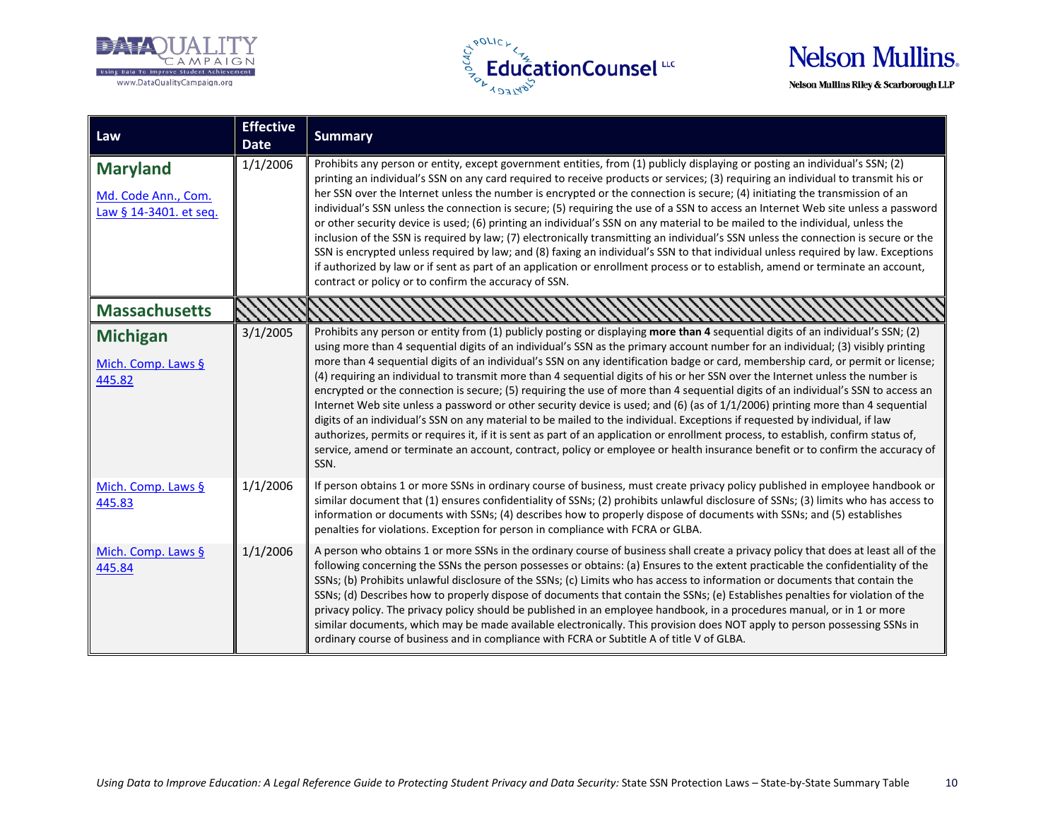| Law | Effective Date | Summary |
|---|---|---|
| **Maryland** Md. Code Ann., Com. Law § 14-3401. et seq. | 1/1/2006 | Prohibits any person or entity, except government entities, from (1) publicly displaying or posting an individual's SSN; (2) printing an individual's SSN on any card required to receive products or services; (3) requiring an individual to transmit his or her SSN over the Internet unless the number is encrypted or the connection is secure; (4) initiating the transmission of an individual's SSN unless the connection is secure; (5) requiring the use of a SSN to access an Internet Web site unless a password or other security device is used; (6) printing an individual's SSN on any material to be mailed to the individual, unless the inclusion of the SSN is required by law; (7) electronically transmitting an individual's SSN unless the connection is secure or the SSN is encrypted unless required by law; and (8) faxing an individual's SSN to that individual unless required by law. Exceptions if authorized by law or if sent as part of an application or enrollment process or to establish, amend or terminate an account, contract or policy or to confirm the accuracy of SSN. |
| **Massachusetts** | | |
| **Michigan** Mich. Comp. Laws § 445.82 | 3/1/2005 | Prohibits any person or entity from (1) publicly posting or displaying **more than 4** sequential digits of an individual's SSN; (2) using more than 4 sequential digits of an individual's SSN as the primary account number for an individual; (3) visibly printing more than 4 sequential digits of an individual's SSN on any identification badge or card, membership card, or permit or license; (4) requiring an individual to transmit more than 4 sequential digits of his or her SSN over the Internet unless the number is encrypted or the connection is secure; (5) requiring the use of more than 4 sequential digits of an individual's SSN to access an Internet Web site unless a password or other security device is used; and (6) (as of 1/1/2006) printing more than 4 sequential digits of an individual's SSN on any material to be mailed to the individual. Exceptions if requested by individual, if law authorizes, permits or requires it, if it is sent as part of an application or enrollment process, to establish, confirm status of, service, amend or terminate an account, contract, policy or employee or health insurance benefit or to confirm the accuracy of SSN. |
| Mich. Comp. Laws § 445.83 | 1/1/2006 | If person obtains 1 or more SSNs in ordinary course of business, must create privacy policy published in employee handbook or similar document that (1) ensures confidentiality of SSNs; (2) prohibits unlawful disclosure of SSNs; (3) limits who has access to information or documents with SSNs; (4) describes how to properly dispose of documents with SSNs; and (5) establishes penalties for violations. Exception for person in compliance with FCRA or GLBA. |
| Mich. Comp. Laws § 445.84 | 1/1/2006 | A person who obtains 1 or more SSNs in the ordinary course of business shall create a privacy policy that does at least all of the following concerning the SSNs the person possesses or obtains: (a) Ensures to the extent practicable the confidentiality of the SSNs; (b) Prohibits unlawful disclosure of the SSNs; (c) Limits who has access to information or documents that contain the SSNs; (d) Describes how to properly dispose of documents that contain the SSNs; (e) Establishes penalties for violation of the privacy policy. The privacy policy should be published in an employee handbook, in a procedures manual, or in 1 or more similar documents, which may be made available electronically. This provision does NOT apply to person possessing SSNs in ordinary course of business and in compliance with FCRA or Subtitle A of title V of GLBA. |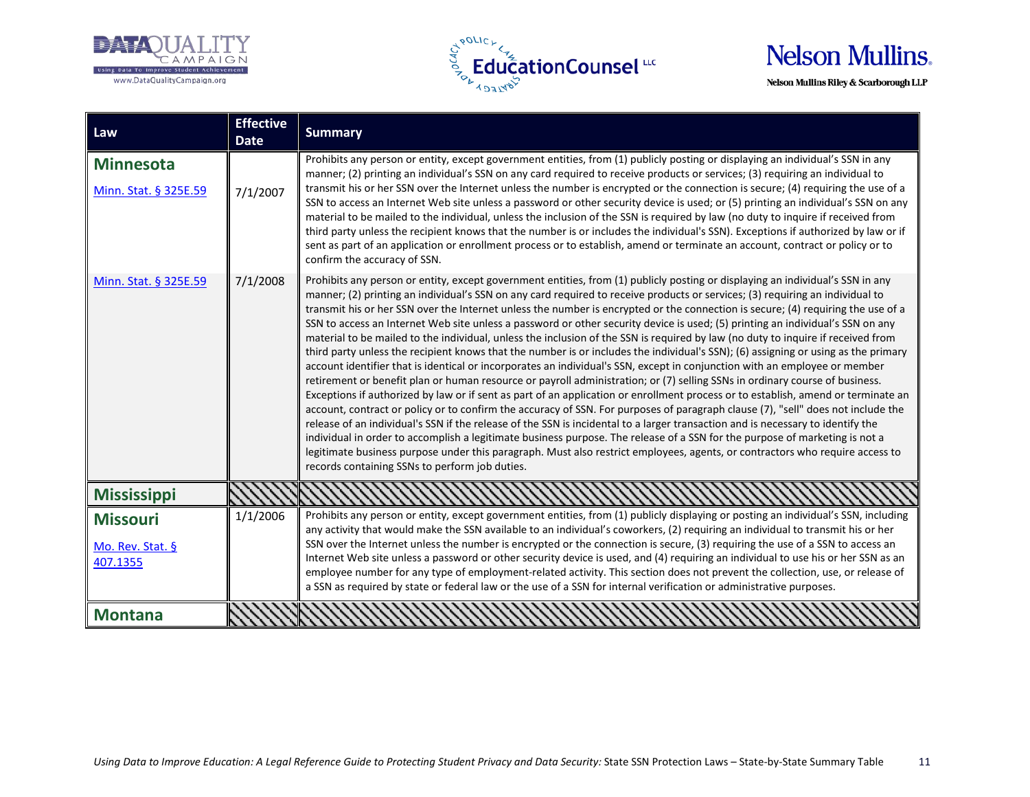| Law | Effective Date | Summary |
|---|---|---|
| **Minnesota** Minn. Stat. § 325E.59 | 7/1/2007 | Prohibits any person or entity, except government entities, from (1) publicly posting or displaying an individual's SSN in any manner; (2) printing an individual's SSN on any card required to receive products or services; (3) requiring an individual to transmit his or her SSN over the Internet unless the number is encrypted or the connection is secure; (4) requiring the use of a SSN to access an Internet Web site unless a password or other security device is used; or (5) printing an individual's SSN on any material to be mailed to the individual, unless the inclusion of the SSN is required by law (no duty to inquire if received from third party unless the recipient knows that the number is or includes the individual's SSN). Exceptions if authorized by law or if sent as part of an application or enrollment process or to establish, amend or terminate an account, contract or policy or to confirm the accuracy of SSN. |
| Minn. Stat. § 325E.59 | 7/1/2008 | Prohibits any person or entity, except government entities, from (1) publicly posting or displaying an individual's SSN in any manner; (2) printing an individual's SSN on any card required to receive products or services; (3) requiring an individual to transmit his or her SSN over the Internet unless the number is encrypted or the connection is secure; (4) requiring the use of a SSN to access an Internet Web site unless a password or other security device is used; (5) printing an individual's SSN on any material to be mailed to the individual, unless the inclusion of the SSN is required by law (no duty to inquire if received from third party unless the recipient knows that the number is or includes the individual's SSN); (6) assigning or using as the primary account identifier that is identical or incorporates an individual's SSN, except in conjunction with an employee or member retirement or benefit plan or human resource or payroll administration; or (7) selling SSNs in ordinary course of business. Exceptions if authorized by law or if sent as part of an application or enrollment process or to establish, amend or terminate an account, contract or policy or to confirm the accuracy of SSN. For purposes of paragraph clause (7), "sell" does not include the release of an individual's SSN if the release of the SSN is incidental to a larger transaction and is necessary to identify the individual in order to accomplish a legitimate business purpose. The release of a SSN for the purpose of marketing is not a legitimate business purpose under this paragraph. Must also restrict employees, agents, or contractors who require access to records containing SSNs to perform job duties. |
| **Mississippi** | | |
| **Missouri** Mo. Rev. Stat. § 407.1355 | 1/1/2006 | Prohibits any person or entity, except government entities, from (1) publicly displaying or posting an individual's SSN, including any activity that would make the SSN available to an individual's coworkers, (2) requiring an individual to transmit his or her SSN over the Internet unless the number is encrypted or the connection is secure, (3) requiring the use of a SSN to access an Internet Web site unless a password or other security device is used, and (4) requiring an individual to use his or her SSN as an employee number for any type of employment-related activity. This section does not prevent the collection, use, or release of a SSN as required by state or federal law or the use of a SSN for internal verification or administrative purposes. |
| **Montana** | | |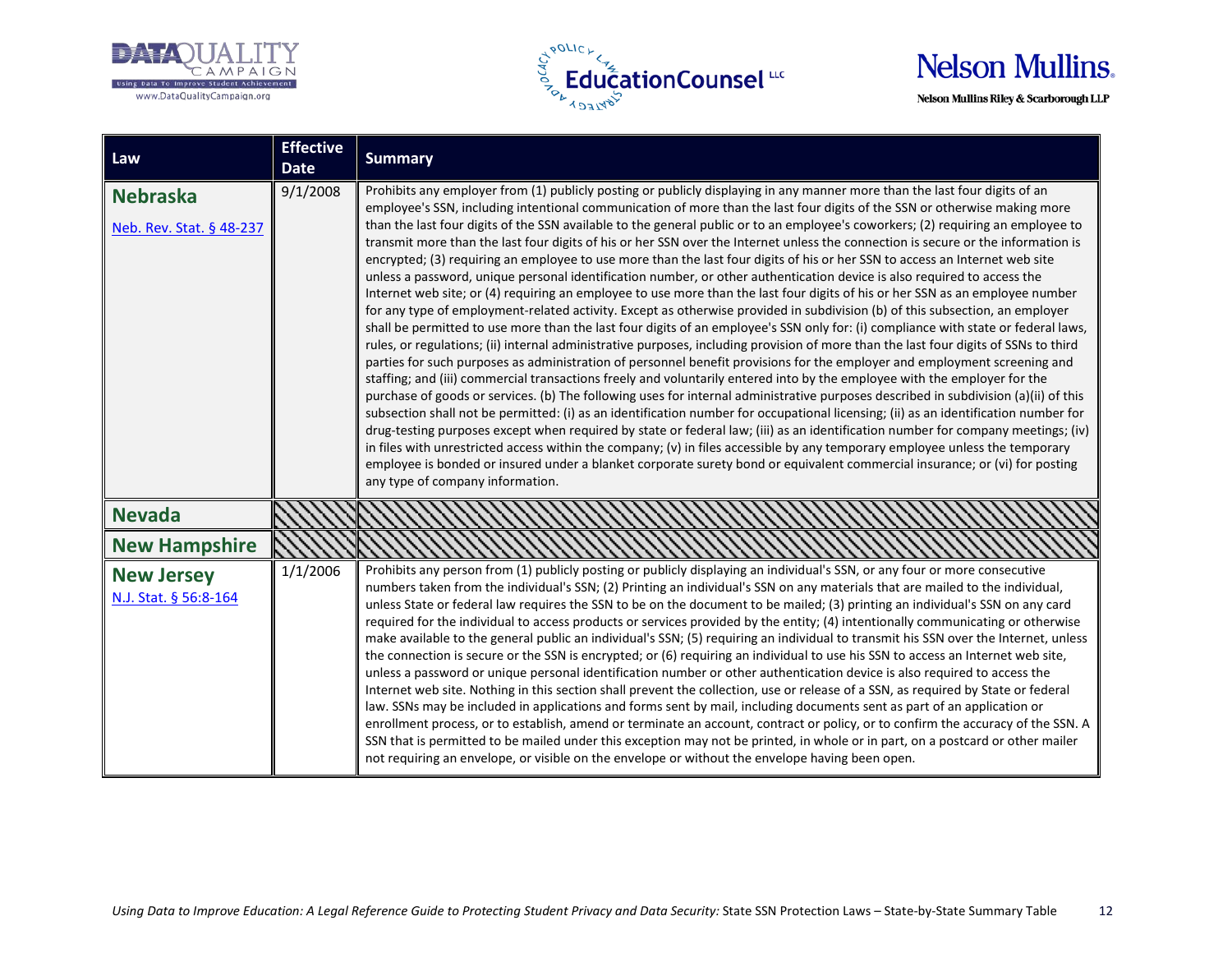| Law | Effective Date | Summary |
|---|---|---|
| **Nebraska** Neb. Rev. Stat. § 48-237 | 9/1/2008 | Prohibits any employer from (1) publicly posting or publicly displaying in any manner more than the last four digits of an employee's SSN, including intentional communication of more than the last four digits of the SSN or otherwise making more than the last four digits of the SSN available to the general public or to an employee's coworkers; (2) requiring an employee to transmit more than the last four digits of his or her SSN over the Internet unless the connection is secure or the information is encrypted; (3) requiring an employee to use more than the last four digits of his or her SSN to access an Internet web site unless a password, unique personal identification number, or other authentication device is also required to access the Internet web site; or (4) requiring an employee to use more than the last four digits of his or her SSN as an employee number for any type of employment-related activity. Except as otherwise provided in subdivision (b) of this subsection, an employer shall be permitted to use more than the last four digits of an employee's SSN only for: (i) compliance with state or federal laws, rules, or regulations; (ii) internal administrative purposes, including provision of more than the last four digits of SSNs to third parties for such purposes as administration of personnel benefit provisions for the employer and employment screening and staffing; and (iii) commercial transactions freely and voluntarily entered into by the employee with the employer for the purchase of goods or services. (b) The following uses for internal administrative purposes described in subdivision (a)(ii) of this subsection shall not be permitted: (i) as an identification number for occupational licensing; (ii) as an identification number for drug-testing purposes except when required by state or federal law; (iii) as an identification number for company meetings; (iv) in files with unrestricted access within the company; (v) in files accessible by any temporary employee unless the temporary employee is bonded or insured under a blanket corporate surety bond or equivalent commercial insurance; or (vi) for posting any type of company information. |
| **Nevada** | | |
| **New Hampshire** | | |
| **New Jersey** N.J. Stat. § 56:8-164 | 1/1/2006 | Prohibits any person from (1) publicly posting or publicly displaying an individual's SSN, or any four or more consecutive numbers taken from the individual's SSN; (2) Printing an individual's SSN on any materials that are mailed to the individual, unless State or federal law requires the SSN to be on the document to be mailed; (3) printing an individual's SSN on any card required for the individual to access products or services provided by the entity; (4) intentionally communicating or otherwise make available to the general public an individual's SSN; (5) requiring an individual to transmit his SSN over the Internet, unless the connection is secure or the SSN is encrypted; or (6) requiring an individual to use his SSN to access an Internet web site, unless a password or unique personal identification number or other authentication device is also required to access the Internet web site. Nothing in this section shall prevent the collection, use or release of a SSN, as required by State or federal law. SSNs may be included in applications and forms sent by mail, including documents sent as part of an application or enrollment process, or to establish, amend or terminate an account, contract or policy, or to confirm the accuracy of the SSN. A SSN that is permitted to be mailed under this exception may not be printed, in whole or in part, on a postcard or other mailer not requiring an envelope, or visible on the envelope or without the envelope having been open. |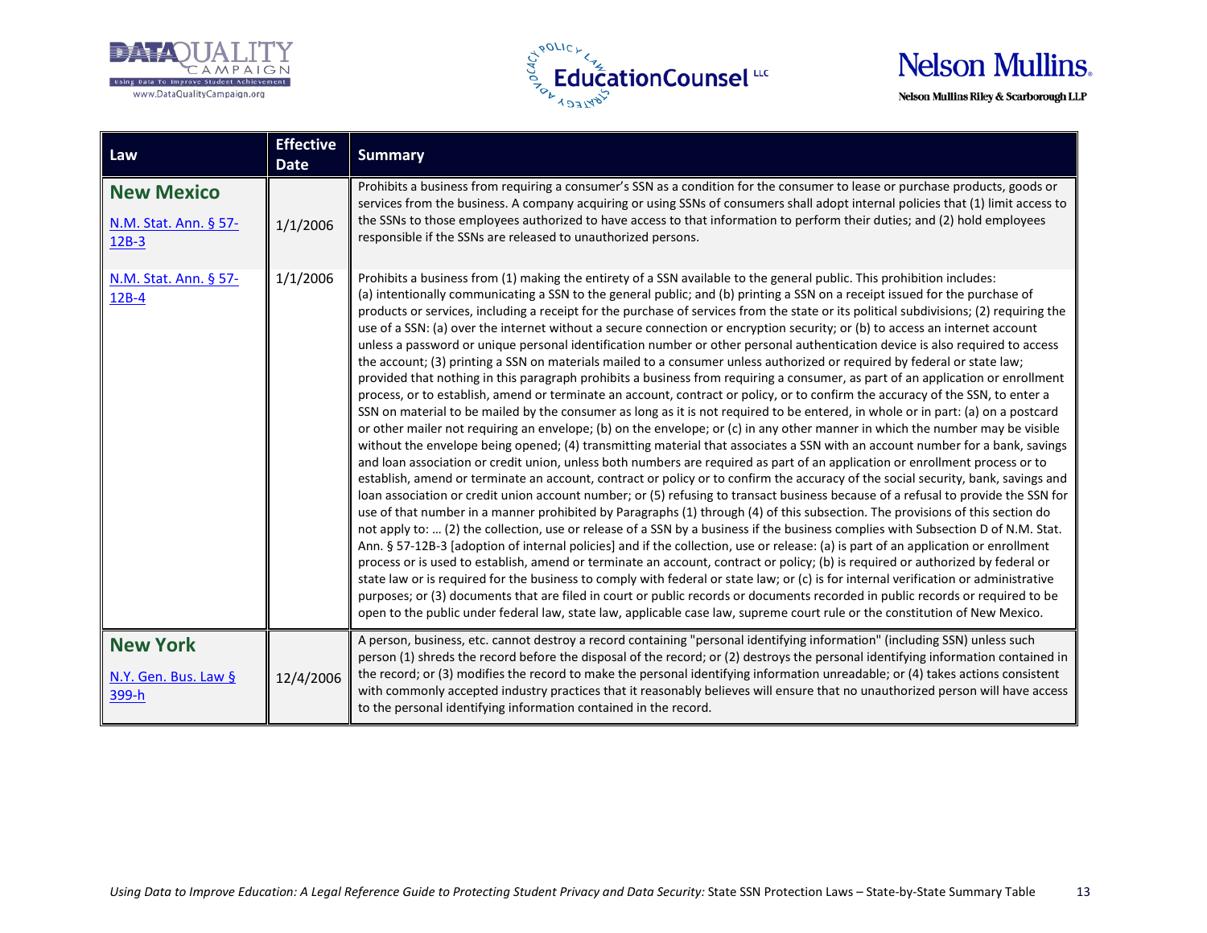| Law | Effective Date | Summary |
|---|---|---|
| **New Mexico** [N.M. Stat. Ann. § 57-12B-3] | 1/1/2006 | Prohibits a business from requiring a consumer's SSN as a condition for the consumer to lease or purchase products, goods or services from the business. A company acquiring or using SSNs of consumers shall adopt internal policies that (1) limit access to the SSNs to those employees authorized to have access to that information to perform their duties; and (2) hold employees responsible if the SSNs are released to unauthorized persons. |
| [N.M. Stat. Ann. § 57-12B-4] | 1/1/2006 | Prohibits a business from (1) making the entirety of a SSN available to the general public. This prohibition includes: (a) intentionally communicating a SSN to the general public; and (b) printing a SSN on a receipt issued for the purchase of products or services, including a receipt for the purchase of services from the state or its political subdivisions; (2) requiring the use of a SSN: (a) over the internet without a secure connection or encryption security; or (b) to access an internet account unless a password or unique personal identification number or other personal authentication device is also required to access the account; (3) printing a SSN on materials mailed to a consumer unless authorized or required by federal or state law; provided that nothing in this paragraph prohibits a business from requiring a consumer, as part of an application or enrollment process, or to establish, amend or terminate an account, contract or policy, or to confirm the accuracy of the SSN, to enter a SSN on material to be mailed by the consumer as long as it is not required to be entered, in whole or in part: (a) on a postcard or other mailer not requiring an envelope; (b) on the envelope; or (c) in any other manner in which the number may be visible without the envelope being opened; (4) transmitting material that associates a SSN with an account number for a bank, savings and loan association or credit union, unless both numbers are required as part of an application or enrollment process or to establish, amend or terminate an account, contract or policy or to confirm the accuracy of the social security, bank, savings and loan association or credit union account number; or (5) refusing to transact business because of a refusal to provide the SSN for use of that number in a manner prohibited by Paragraphs (1) through (4) of this subsection. The provisions of this section do not apply to: … (2) the collection, use or release of a SSN by a business if the business complies with Subsection D of N.M. Stat. Ann. § 57-12B-3 [adoption of internal policies] and if the collection, use or release: (a) is part of an application or enrollment process or is used to establish, amend or terminate an account, contract or policy; (b) is required or authorized by federal or state law or is required for the business to comply with federal or state law; or (c) is for internal verification or administrative purposes; or (3) documents that are filed in court or public records or documents recorded in public records or required to be open to the public under federal law, state law, applicable case law, supreme court rule or the constitution of New Mexico. |
| **New York** [N.Y. Gen. Bus. Law § 399-h] | 12/4/2006 | A person, business, etc. cannot destroy a record containing "personal identifying information" (including SSN) unless such person (1) shreds the record before the disposal of the record; or (2) destroys the personal identifying information contained in the record; or (3) modifies the record to make the personal identifying information unreadable; or (4) takes actions consistent with commonly accepted industry practices that it reasonably believes will ensure that no unauthorized person will have access to the personal identifying information contained in the record. |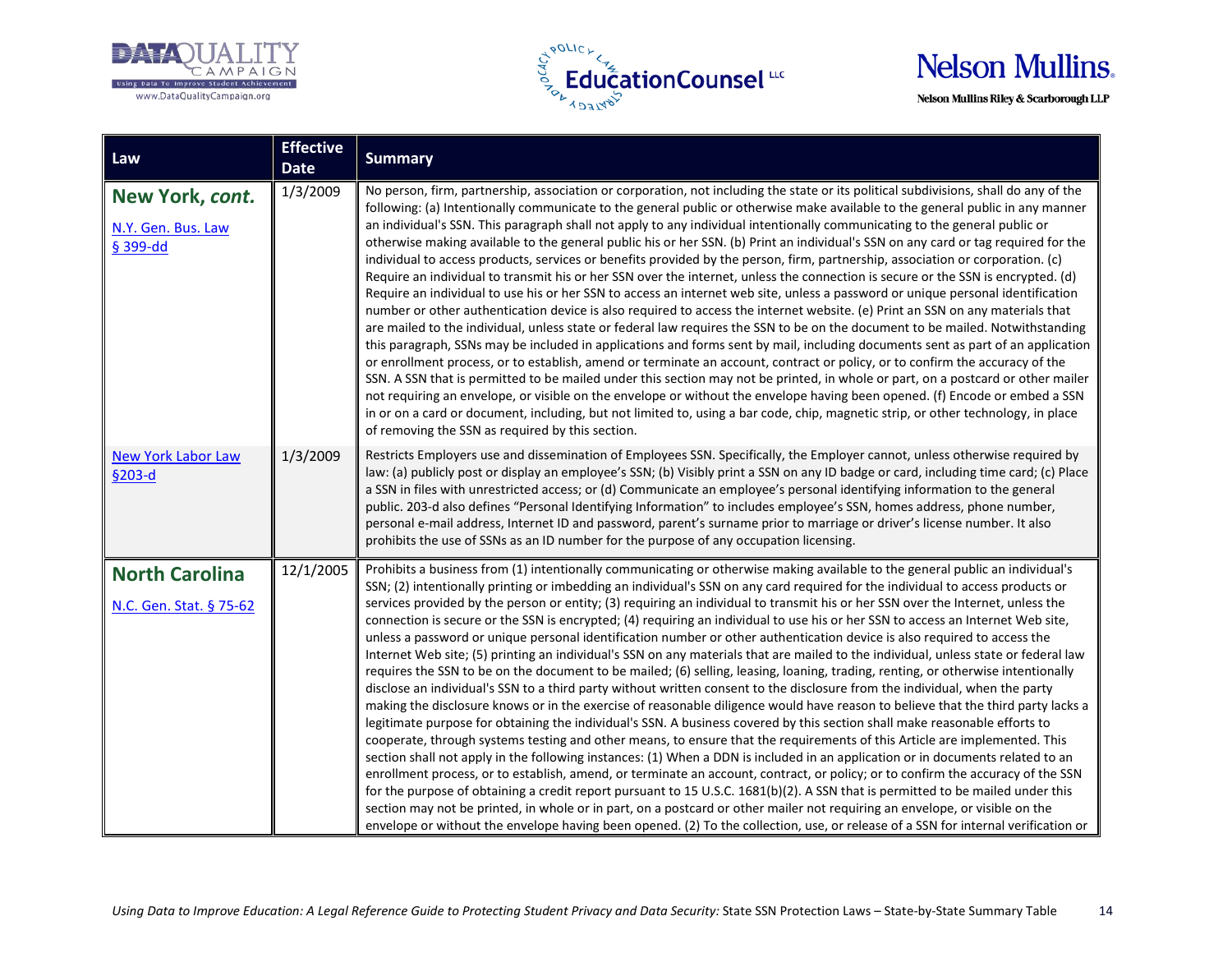| Law | Effective Date | Summary |
|---|---|---|
| **New York, *cont.*** N.Y. Gen. Bus. Law § 399-dd | 1/3/2009 | No person, firm, partnership, association or corporation, not including the state or its political subdivisions, shall do any of the following: (a) Intentionally communicate to the general public or otherwise make available to the general public in any manner an individual's SSN. This paragraph shall not apply to any individual intentionally communicating to the general public or otherwise making available to the general public his or her SSN. (b) Print an individual's SSN on any card or tag required for the individual to access products, services or benefits provided by the person, firm, partnership, association or corporation. (c) Require an individual to transmit his or her SSN over the internet, unless the connection is secure or the SSN is encrypted. (d) Require an individual to use his or her SSN to access an internet web site, unless a password or unique personal identification number or other authentication device is also required to access the internet website. (e) Print an SSN on any materials that are mailed to the individual, unless state or federal law requires the SSN to be on the document to be mailed. Notwithstanding this paragraph, SSNs may be included in applications and forms sent by mail, including documents sent as part of an application or enrollment process, or to establish, amend or terminate an account, contract or policy, or to confirm the accuracy of the SSN. A SSN that is permitted to be mailed under this section may not be printed, in whole or part, on a postcard or other mailer not requiring an envelope, or visible on the envelope or without the envelope having been opened. (f) Encode or embed a SSN in or on a card or document, including, but not limited to, using a bar code, chip, magnetic strip, or other technology, in place of removing the SSN as required by this section. |
| New York Labor Law §203-d | 1/3/2009 | Restricts Employers use and dissemination of Employees SSN. Specifically, the Employer cannot, unless otherwise required by law: (a) publicly post or display an employee's SSN; (b) Visibly print a SSN on any ID badge or card, including time card; (c) Place a SSN in files with unrestricted access; or (d) Communicate an employee's personal identifying information to the general public. 203-d also defines "Personal Identifying Information" to includes employee's SSN, homes address, phone number, personal e-mail address, Internet ID and password, parent's surname prior to marriage or driver's license number. It also prohibits the use of SSNs as an ID number for the purpose of any occupation licensing. |
| **North Carolina** N.C. Gen. Stat. § 75-62 | 12/1/2005 | Prohibits a business from (1) intentionally communicating or otherwise making available to the general public an individual's SSN; (2) intentionally printing or imbedding an individual's SSN on any card required for the individual to access products or services provided by the person or entity; (3) requiring an individual to transmit his or her SSN over the Internet, unless the connection is secure or the SSN is encrypted; (4) requiring an individual to use his or her SSN to access an Internet Web site, unless a password or unique personal identification number or other authentication device is also required to access the Internet Web site; (5) printing an individual's SSN on any materials that are mailed to the individual, unless state or federal law requires the SSN to be on the document to be mailed; (6) selling, leasing, loaning, trading, renting, or otherwise intentionally disclose an individual's SSN to a third party without written consent to the disclosure from the individual, when the party making the disclosure knows or in the exercise of reasonable diligence would have reason to believe that the third party lacks a legitimate purpose for obtaining the individual's SSN. A business covered by this section shall make reasonable efforts to cooperate, through systems testing and other means, to ensure that the requirements of this Article are implemented. This section shall not apply in the following instances: (1) When a DDN is included in an application or in documents related to an enrollment process, or to establish, amend, or terminate an account, contract, or policy; or to confirm the accuracy of the SSN for the purpose of obtaining a credit report pursuant to 15 U.S.C. 1681(b)(2). A SSN that is permitted to be mailed under this section may not be printed, in whole or in part, on a postcard or other mailer not requiring an envelope, or visible on the envelope or without the envelope having been opened. (2) To the collection, use, or release of a SSN for internal verification or |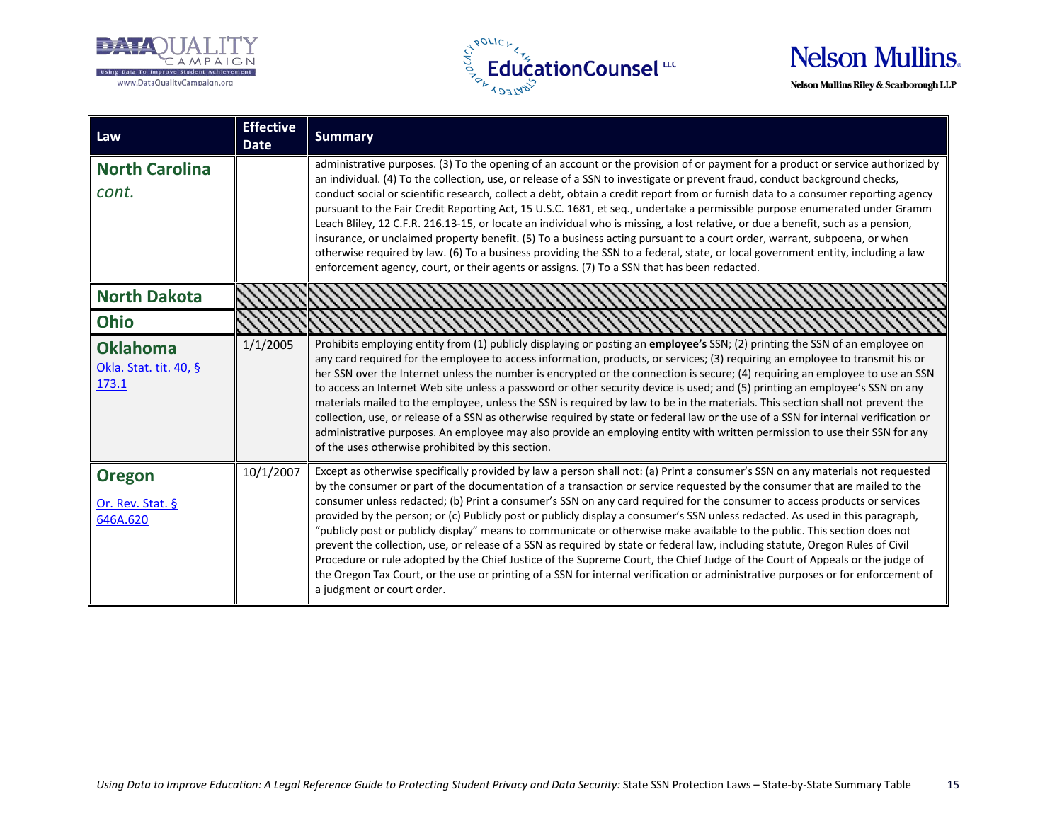| Law | Effective Date | Summary |
|---|---|---|
| **North Carolina** *cont.* | | administrative purposes. (3) To the opening of an account or the provision of or payment for a product or service authorized by an individual. (4) To the collection, use, or release of a SSN to investigate or prevent fraud, conduct background checks, conduct social or scientific research, collect a debt, obtain a credit report from or furnish data to a consumer reporting agency pursuant to the Fair Credit Reporting Act, 15 U.S.C. 1681, et seq., undertake a permissible purpose enumerated under Gramm Leach Bliley, 12 C.F.R. 216.13-15, or locate an individual who is missing, a lost relative, or due a benefit, such as a pension, insurance, or unclaimed property benefit. (5) To a business acting pursuant to a court order, warrant, subpoena, or when otherwise required by law. (6) To a business providing the SSN to a federal, state, or local government entity, including a law enforcement agency, court, or their agents or assigns. (7) To a SSN that has been redacted. |
| **North Dakota** | | |
| **Ohio** | | |
| **Oklahoma** Okla. Stat. tit. 40, § 173.1 | 1/1/2005 | Prohibits employing entity from (1) publicly displaying or posting an **employee's** SSN; (2) printing the SSN of an employee on any card required for the employee to access information, products, or services; (3) requiring an employee to transmit his or her SSN over the Internet unless the number is encrypted or the connection is secure; (4) requiring an employee to use an SSN to access an Internet Web site unless a password or other security device is used; and (5) printing an employee's SSN on any materials mailed to the employee, unless the SSN is required by law to be in the materials. This section shall not prevent the collection, use, or release of a SSN as otherwise required by state or federal law or the use of a SSN for internal verification or administrative purposes. An employee may also provide an employing entity with written permission to use their SSN for any of the uses otherwise prohibited by this section. |
| **Oregon** Or. Rev. Stat. § 646A.620 | 10/1/2007 | Except as otherwise specifically provided by law a person shall not: (a) Print a consumer's SSN on any materials not requested by the consumer or part of the documentation of a transaction or service requested by the consumer that are mailed to the consumer unless redacted; (b) Print a consumer's SSN on any card required for the consumer to access products or services provided by the person; or (c) Publicly post or publicly display a consumer's SSN unless redacted. As used in this paragraph, "publicly post or publicly display" means to communicate or otherwise make available to the public. This section does not prevent the collection, use, or release of a SSN as required by state or federal law, including statute, Oregon Rules of Civil Procedure or rule adopted by the Chief Justice of the Supreme Court, the Chief Judge of the Court of Appeals or the judge of the Oregon Tax Court, or the use or printing of a SSN for internal verification or administrative purposes or for enforcement of a judgment or court order. |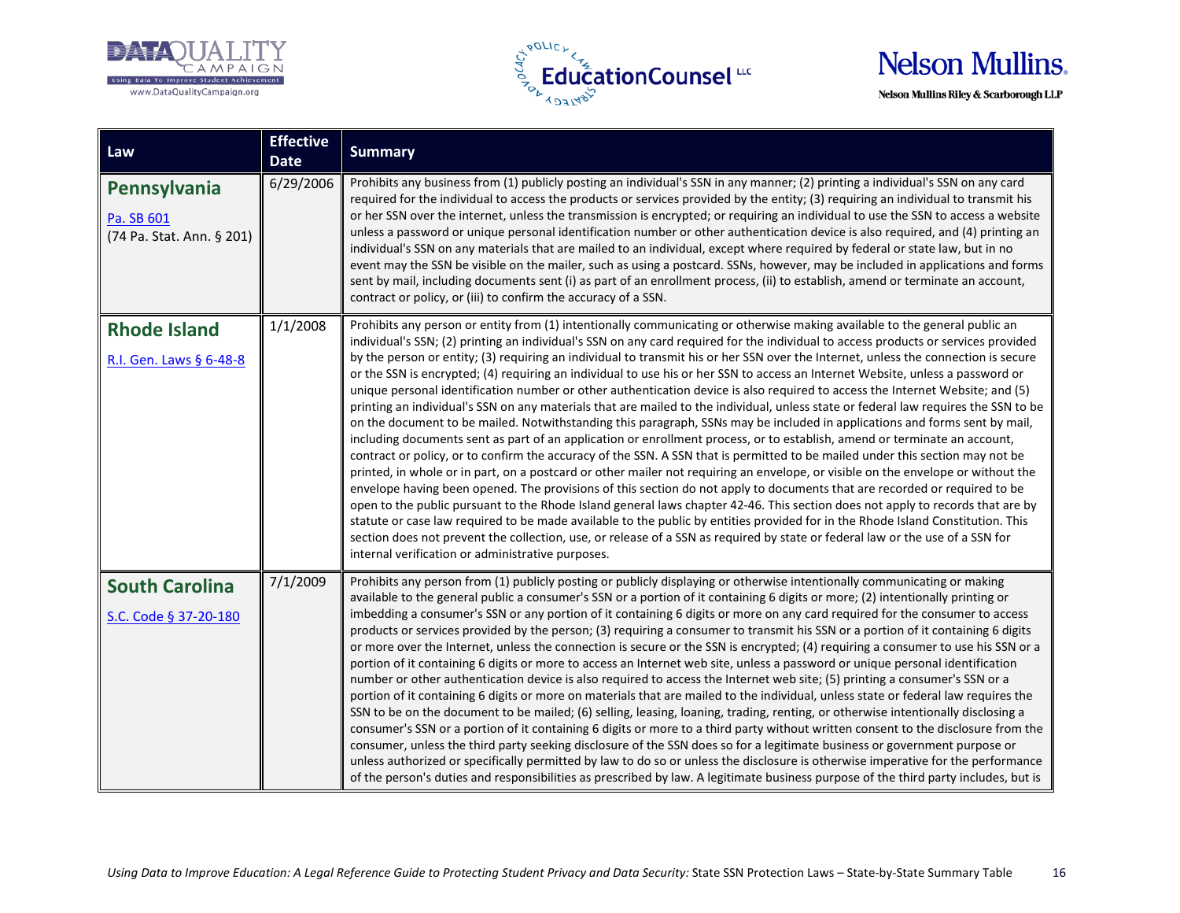| Law | Effective Date | Summary |
|---|---|---|
| **Pennsylvania**<br>Pa. SB 601<br>(74 Pa. Stat. Ann. § 201) | 6/29/2006 | Prohibits any business from (1) publicly posting an individual's SSN in any manner; (2) printing a individual's SSN on any card required for the individual to access the products or services provided by the entity; (3) requiring an individual to transmit his or her SSN over the internet, unless the transmission is encrypted; or requiring an individual to use the SSN to access a website unless a password or unique personal identification number or other authentication device is also required, and (4) printing an individual's SSN on any materials that are mailed to an individual, except where required by federal or state law, but in no event may the SSN be visible on the mailer, such as using a postcard. SSNs, however, may be included in applications and forms sent by mail, including documents sent (i) as part of an enrollment process, (ii) to establish, amend or terminate an account, contract or policy, or (iii) to confirm the accuracy of a SSN. |
| **Rhode Island**<br>R.I. Gen. Laws § 6-48-8 | 1/1/2008 | Prohibits any person or entity from (1) intentionally communicating or otherwise making available to the general public an individual's SSN; (2) printing an individual's SSN on any card required for the individual to access products or services provided by the person or entity; (3) requiring an individual to transmit his or her SSN over the Internet, unless the connection is secure or the SSN is encrypted; (4) requiring an individual to use his or her SSN to access an Internet Website, unless a password or unique personal identification number or other authentication device is also required to access the Internet Website; and (5) printing an individual's SSN on any materials that are mailed to the individual, unless state or federal law requires the SSN to be on the document to be mailed. Notwithstanding this paragraph, SSNs may be included in applications and forms sent by mail, including documents sent as part of an application or enrollment process, to establish, amend or terminate an account, contract or policy, or to confirm the accuracy of the SSN. A SSN that is permitted to be mailed under this section may not be printed, in whole or in part, on a postcard or other mailer not requiring an envelope, or visible on the envelope or without the envelope having been opened. The provisions of this section do not apply to documents that are recorded or required to be open to the public pursuant to the Rhode Island general laws chapter 42-46. This section does not apply to records that are by statute or case law required to be made available to the public by entities provided for in the Rhode Island Constitution. This section does not prevent the collection, use, or release of a SSN as required by state or federal law or the use of a SSN for internal verification or administrative purposes. |
| **South Carolina**<br>S.C. Code § 37-20-180 | 7/1/2009 | Prohibits any person from (1) publicly posting or publicly displaying or otherwise intentionally communicating or making available to the general public a consumer's SSN or a portion of it containing 6 digits or more; (2) intentionally printing or imbedding a consumer's SSN or any portion of it containing 6 digits or more on any card required for the consumer to access products or services provided by the person; (3) requiring a consumer to transmit his SSN or a portion of it containing 6 digits or more over the Internet, unless the connection is secure or the SSN is encrypted; (4) requiring a consumer to use his SSN or a portion of it containing 6 digits or more to access an Internet web site, unless a password or unique personal identification number or other authentication device is also required to access the Internet web site; (5) printing a consumer's SSN or a portion of it containing 6 digits or more on materials that are mailed to the individual, unless state or federal law requires the SSN to be on the document to be mailed; (6) selling, leasing, loaning, trading, renting, or otherwise intentionally disclosing a consumer's SSN or a portion of it containing 6 digits or more to a third party without written consent to the disclosure from the consumer, unless the third party seeking disclosure of the SSN does so for a legitimate business or government purpose or unless authorized or specifically permitted by law to do so or unless the disclosure is otherwise imperative for the performance of the person's duties and responsibilities as prescribed by law. A legitimate business purpose of the third party includes, but is |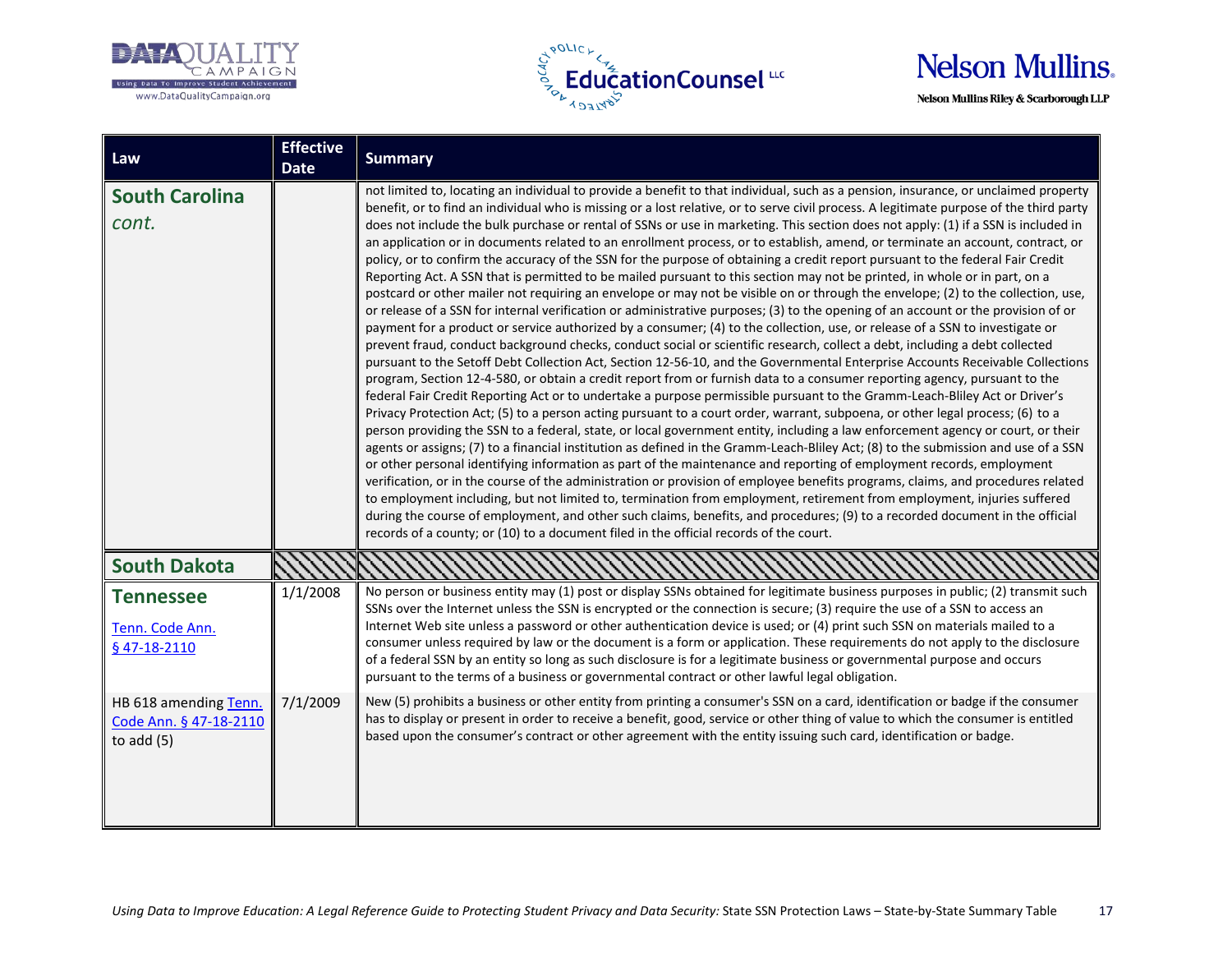| Law | Effective Date | Summary |
|---|---|---|
| **South Carolina** *cont.* | | not limited to, locating an individual to provide a benefit to that individual, such as a pension, insurance, or unclaimed property benefit, or to find an individual who is missing or a lost relative, or to serve civil process. A legitimate purpose of the third party does not include the bulk purchase or rental of SSNs or use in marketing. This section does not apply: (1) if a SSN is included in an application or in documents related to an enrollment process, or to establish, amend, or terminate an account, contract, or policy, or to confirm the accuracy of the SSN for the purpose of obtaining a credit report pursuant to the federal Fair Credit Reporting Act. A SSN that is permitted to be mailed pursuant to this section may not be printed, in whole or in part, on a postcard or other mailer not requiring an envelope or may not be visible on or through the envelope; (2) to the collection, use, or release of a SSN for internal verification or administrative purposes; (3) to the opening of an account or the provision of or payment for a product or service authorized by a consumer; (4) to the collection, use, or release of a SSN to investigate or prevent fraud, conduct background checks, conduct social or scientific research, collect a debt, including a debt collected pursuant to the Setoff Debt Collection Act, Section 12-56-10, and the Governmental Enterprise Accounts Receivable Collections program, Section 12-4-580, or obtain a credit report from or furnish data to a consumer reporting agency, pursuant to the federal Fair Credit Reporting Act or to undertake a purpose permissible pursuant to the Gramm-Leach-Bliley Act or Driver's Privacy Protection Act; (5) to a person acting pursuant to a court order, warrant, subpoena, or other legal process; (6) to a person providing the SSN to a federal, state, or local government entity, including a law enforcement agency or court, or their agents or assigns; (7) to a financial institution as defined in the Gramm-Leach-Bliley Act; (8) to the submission and use of a SSN or other personal identifying information as part of the maintenance and reporting of employment records, employment verification, or in the course of the administration or provision of employee benefits programs, claims, and procedures related to employment including, but not limited to, termination from employment, retirement from employment, injuries suffered during the course of employment, and other such claims, benefits, and procedures; (9) to a recorded document in the official records of a county; or (10) to a document filed in the official records of the court. |
| **South Dakota** | | |
| **Tennessee** Tenn. Code Ann. § 47-18-2110 | 1/1/2008 | No person or business entity may (1) post or display SSNs obtained for legitimate business purposes in public; (2) transmit such SSNs over the Internet unless the SSN is encrypted or the connection is secure; (3) require the use of a SSN to access an Internet Web site unless a password or other authentication device is used; or (4) print such SSN on materials mailed to a consumer unless required by law or the document is a form or application. These requirements do not apply to the disclosure of a federal SSN by an entity so long as such disclosure is for a legitimate business or governmental purpose and occurs pursuant to the terms of a business or governmental contract or other lawful legal obligation. |
| HB 618 amending Tenn. Code Ann. § 47-18-2110 to add (5) | 7/1/2009 | New (5) prohibits a business or other entity from printing a consumer's SSN on a card, identification or badge if the consumer has to display or present in order to receive a benefit, good, service or other thing of value to which the consumer is entitled based upon the consumer's contract or other agreement with the entity issuing such card, identification or badge. |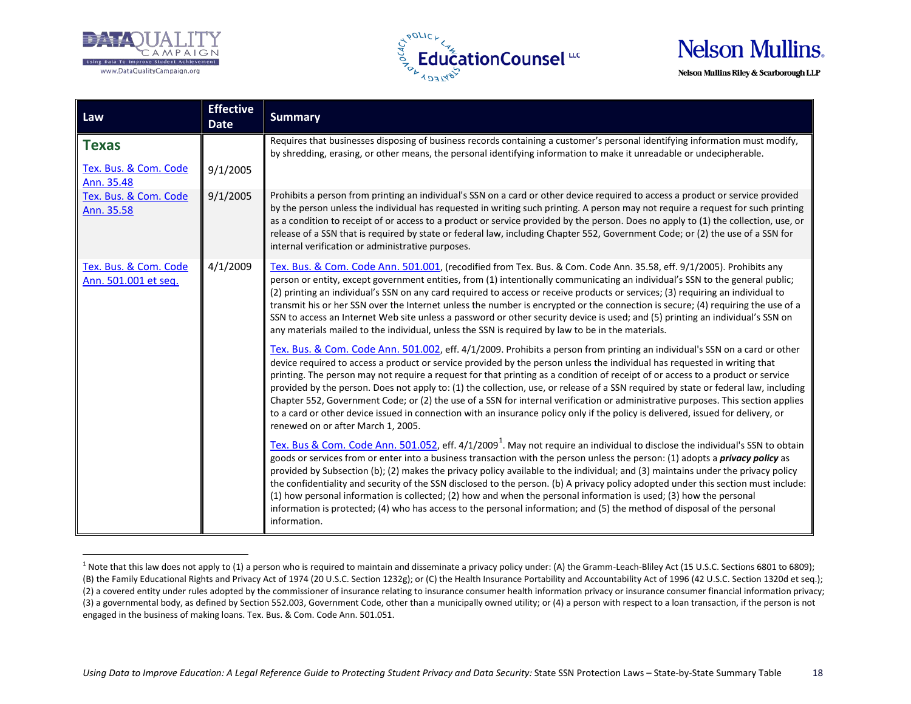| Law | Effective Date | Summary |
|---|---|---|
| **Texas** | | |
| Tex. Bus. & Com. Code Ann. 35.48 | 9/1/2005 | Requires that businesses disposing of business records containing a customer's personal identifying information must modify, by shredding, erasing, or other means, the personal identifying information to make it unreadable or undecipherable. |
| Tex. Bus. & Com. Code Ann. 35.58 | 9/1/2005 | Prohibits a person from printing an individual's SSN on a card or other device required to access a product or service provided by the person unless the individual has requested in writing such printing. A person may not require a request for such printing as a condition to receipt of or access to a product or service provided by the person. Does no apply to (1) the collection, use, or release of a SSN that is required by state or federal law, including Chapter 552, Government Code; or (2) the use of a SSN for internal verification or administrative purposes. |
| Tex. Bus. & Com. Code Ann. 501.001 et seq. | 4/1/2009 | Tex. Bus. & Com. Code Ann. 501.001, (recodified from Tex. Bus. & Com. Code Ann. 35.58, eff. 9/1/2005). Prohibits any person or entity, except government entities, from (1) intentionally communicating an individual's SSN to the general public; (2) printing an individual's SSN on any card required to access or receive products or services; (3) requiring an individual to transmit his or her SSN over the Internet unless the number is encrypted or the connection is secure; (4) requiring the use of a SSN to access an Internet Web site unless a password or other security device is used; and (5) printing an individual's SSN on any materials mailed to the individual, unless the SSN is required by law to be in the materials.<br><br>Tex. Bus. & Com. Code Ann. 501.002, eff. 4/1/2009. Prohibits a person from printing an individual's SSN on a card or other device required to access a product or service provided by the person unless the individual has requested in writing that printing. The person may not require a request for that printing as a condition of receipt of or access to a product or service provided by the person. Does not apply to: (1) the collection, use, or release of a SSN required by state or federal law, including Chapter 552, Government Code; or (2) the use of a SSN for internal verification or administrative purposes. This section applies to a card or other device issued in connection with an insurance policy only if the policy is delivered, issued for delivery, or renewed on or after March 1, 2005.<br><br>Tex. Bus & Com. Code Ann. 501.052, eff. 4/1/2009[1]. May not require an individual to disclose the individual's SSN to obtain goods or services from or enter into a business transaction with the person unless the person: (1) adopts a ***privacy policy*** as provided by Subsection (b); (2) makes the privacy policy available to the individual; and (3) maintains under the privacy policy the confidentiality and security of the SSN disclosed to the person. (b) A privacy policy adopted under this section must include: (1) how personal information is collected; (2) how and when the personal information is used; (3) how the personal information is protected; (4) who has access to the personal information; and (5) the method of disposal of the personal information. |

[1] Note that this law does not apply to (1) a person who is required to maintain and disseminate a privacy policy under: (A) the Gramm-Leach-Bliley Act (15 U.S.C. Sections 6801 to 6809); (B) the Family Educational Rights and Privacy Act of 1974 (20 U.S.C. Section 1232g); or (C) the Health Insurance Portability and Accountability Act of 1996 (42 U.S.C. Section 1320d et seq.); (2) a covered entity under rules adopted by the commissioner of insurance relating to insurance consumer health information privacy or insurance consumer financial information privacy; (3) a governmental body, as defined by Section 552.003, Government Code, other than a municipally owned utility; or (4) a person with respect to a loan transaction, if the person is not engaged in the business of making loans. Tex. Bus. & Com. Code Ann. 501.051.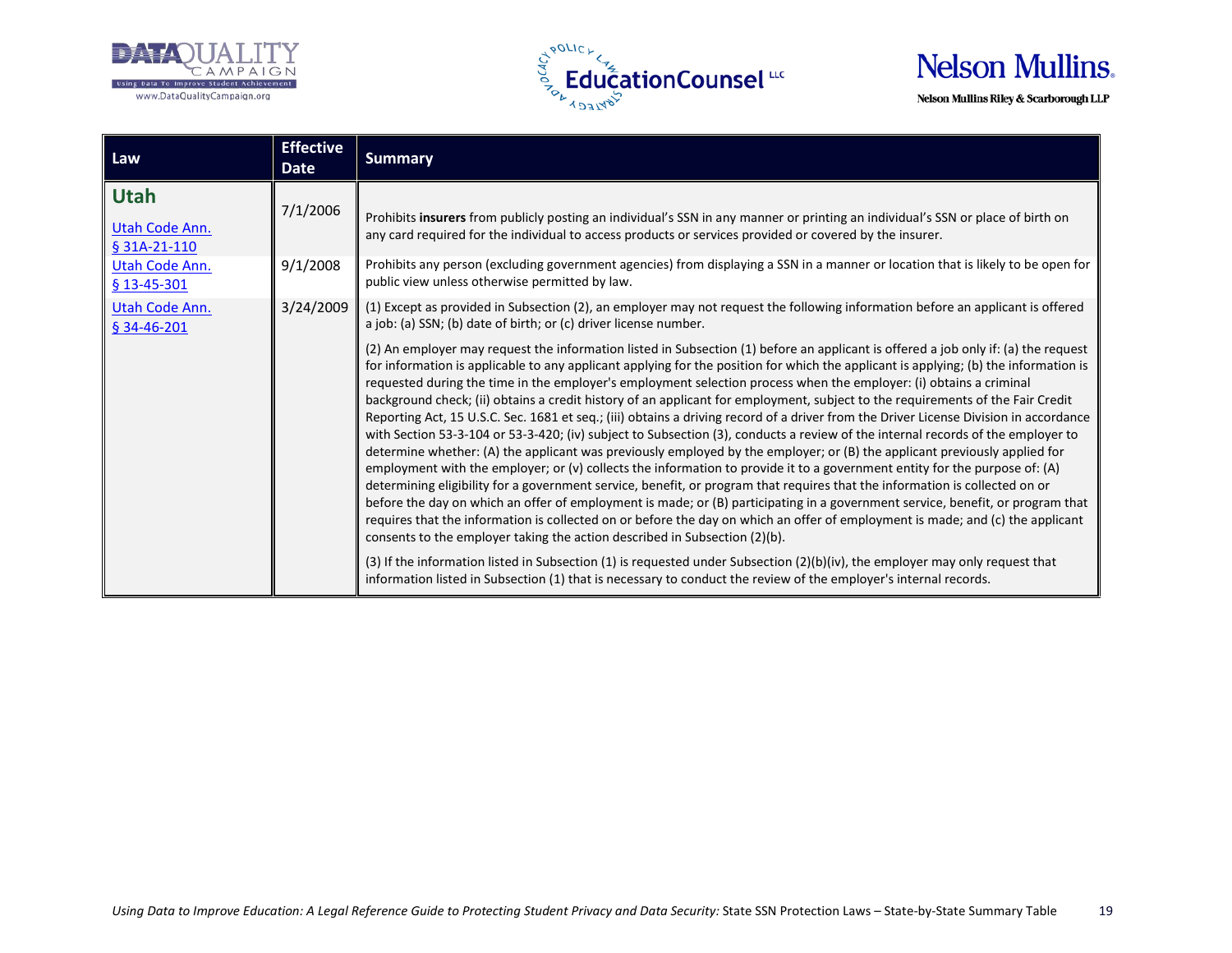| Law | Effective Date | Summary |
| --- | --- | --- |
| **Utah** | | |
| Utah Code Ann. § 31A-21-110 | 7/1/2006 | Prohibits **insurers** from publicly posting an individual's SSN in any manner or printing an individual's SSN or place of birth on any card required for the individual to access products or services provided or covered by the insurer. |
| Utah Code Ann. § 13-45-301 | 9/1/2008 | Prohibits any person (excluding government agencies) from displaying a SSN in a manner or location that is likely to be open for public view unless otherwise permitted by law. |
| Utah Code Ann. § 34-46-201 | 3/24/2009 | (1) Except as provided in Subsection (2), an employer may not request the following information before an applicant is offered a job: (a) SSN; (b) date of birth; or (c) driver license number.<br><br>(2) An employer may request the information listed in Subsection (1) before an applicant is offered a job only if: (a) the request for information is applicable to any applicant applying for the position for which the applicant is applying; (b) the information is requested during the time in the employer's employment selection process when the employer: (i) obtains a criminal background check; (ii) obtains a credit history of an applicant for employment, subject to the requirements of the Fair Credit Reporting Act, 15 U.S.C. Sec. 1681 et seq.; (iii) obtains a driving record of a driver from the Driver License Division in accordance with Section 53-3-104 or 53-3-420; (iv) subject to Subsection (3), conducts a review of the internal records of the employer to determine whether: (A) the applicant was previously employed by the employer; or (B) the applicant previously applied for employment with the employer; or (v) collects the information to provide it to a government entity for the purpose of: (A) determining eligibility for a government service, benefit, or program that requires that the information is collected on or before the day on which an offer of employment is made; or (B) participating in a government service, benefit, or program that requires that the information is collected on or before the day on which an offer of employment is made; and (c) the applicant consents to the employer taking the action described in Subsection (2)(b).<br><br>(3) If the information listed in Subsection (1) is requested under Subsection (2)(b)(iv), the employer may only request that information listed in Subsection (1) that is necessary to conduct the review of the employer's internal records. |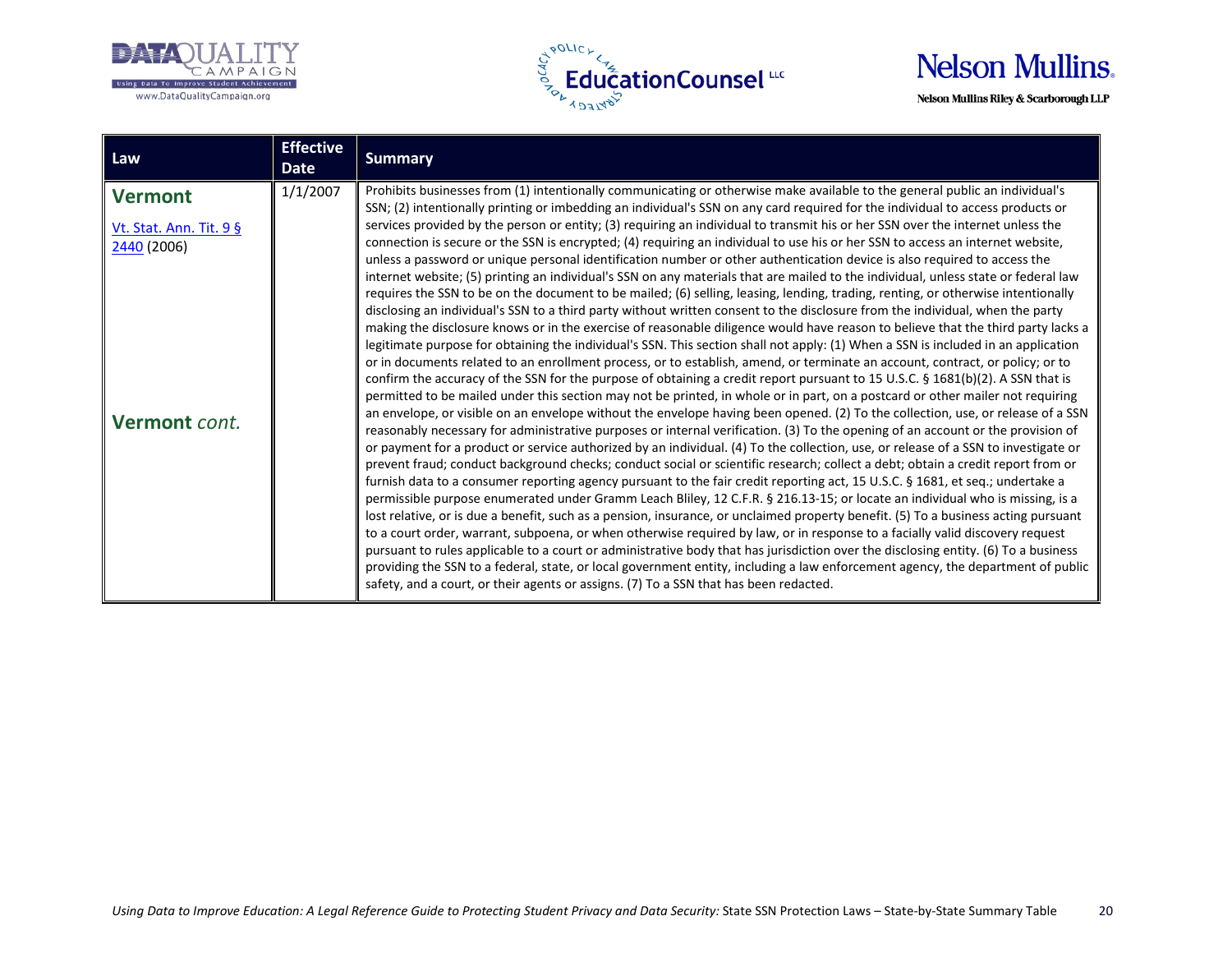| Law | Effective Date | Summary |
|---|---|---|
| **Vermont**<br>[Vt. Stat. Ann. Tit. 9 § 2440](#) (2006)<br><br>**Vermont** *cont.* | 1/1/2007 | Prohibits businesses from (1) intentionally communicating or otherwise make available to the general public an individual's SSN; (2) intentionally printing or imbedding an individual's SSN on any card required for the individual to access products or services provided by the person or entity; (3) requiring an individual to transmit his or her SSN over the internet unless the connection is secure or the SSN is encrypted; (4) requiring an individual to use his or her SSN to access an internet website, unless a password or unique personal identification number or other authentication device is also required to access the internet website; (5) printing an individual's SSN on any materials that are mailed to the individual, unless state or federal law requires the SSN to be on the document to be mailed; (6) selling, leasing, lending, trading, renting, or otherwise intentionally disclosing an individual's SSN to a third party without written consent to the disclosure from the individual, when the party making the disclosure knows or in the exercise of reasonable diligence would have reason to believe that the third party lacks a legitimate purpose for obtaining the individual's SSN. This section shall not apply: (1) When a SSN is included in an application or in documents related to an enrollment process, or to establish, amend, or terminate an account, contract, or policy; or to confirm the accuracy of the SSN for the purpose of obtaining a credit report pursuant to 15 U.S.C. § 1681(b)(2). A SSN that is permitted to be mailed under this section may not be printed, in whole or in part, on a postcard or other mailer not requiring an envelope, or visible on an envelope without the envelope having been opened. (2) To the collection, use, or release of a SSN reasonably necessary for administrative purposes or internal verification. (3) To the opening of an account or the provision of or payment for a product or service authorized by an individual. (4) To the collection, use, or release of a SSN to investigate or prevent fraud; conduct background checks; conduct social or scientific research; collect a debt; obtain a credit report from or furnish data to a consumer reporting agency pursuant to the fair credit reporting act, 15 U.S.C. § 1681, et seq.; undertake a permissible purpose enumerated under Gramm Leach Bliley, 12 C.F.R. § 216.13-15; or locate an individual who is missing, is a lost relative, or is due a benefit, such as a pension, insurance, or unclaimed property benefit. (5) To a business acting pursuant to a court order, warrant, subpoena, or when otherwise required by law, or in response to a facially valid discovery request pursuant to rules applicable to a court or administrative body that has jurisdiction over the disclosing entity. (6) To a business providing the SSN to a federal, state, or local government entity, including a law enforcement agency, the department of public safety, and a court, or their agents or assigns. (7) To a SSN that has been redacted. |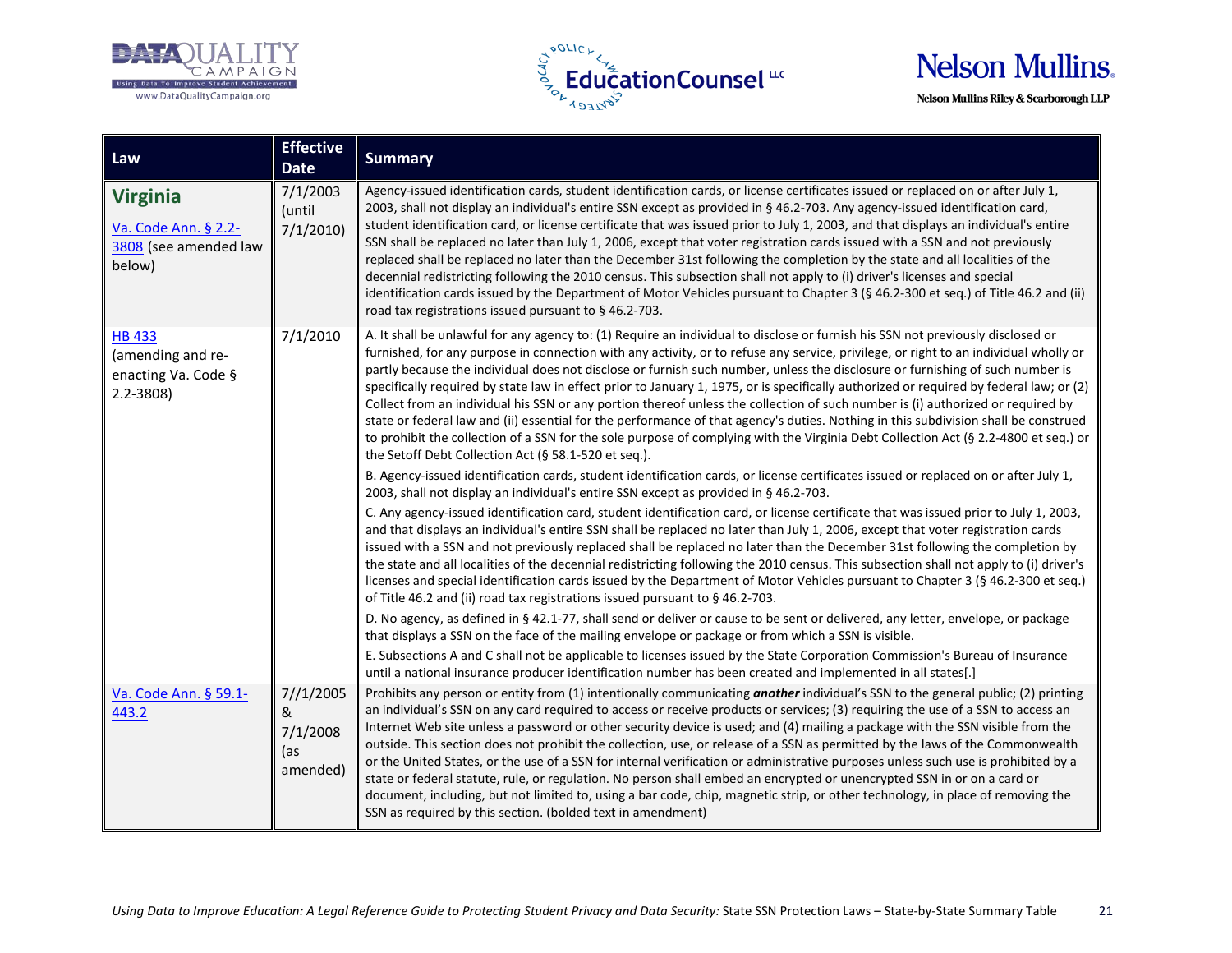| Law | Effective Date | Summary |
| --- | --- | --- |
| **Virginia**<br>Va. Code Ann. § 2.2-3808 (see amended law below) | 7/1/2003 (until 7/1/2010) | Agency-issued identification cards, student identification cards, or license certificates issued or replaced on or after July 1, 2003, shall not display an individual's entire SSN except as provided in § 46.2-703. Any agency-issued identification card, student identification card, or license certificate that was issued prior to July 1, 2003, and that displays an individual's entire SSN shall be replaced no later than July 1, 2006, except that voter registration cards issued with a SSN and not previously replaced shall be replaced no later than the December 31st following the completion by the state and all localities of the decennial redistricting following the 2010 census. This subsection shall not apply to (i) driver's licenses and special identification cards issued by the Department of Motor Vehicles pursuant to Chapter 3 (§ 46.2-300 et seq.) of Title 46.2 and (ii) road tax registrations issued pursuant to § 46.2-703. |
| HB 433 (amending and re-enacting Va. Code § 2.2-3808) | 7/1/2010 | A. It shall be unlawful for any agency to: (1) Require an individual to disclose or furnish his SSN not previously disclosed or furnished, for any purpose in connection with any activity, or to refuse any service, privilege, or right to an individual wholly or partly because the individual does not disclose or furnish such number, unless the disclosure or furnishing of such number is specifically required by state law in effect prior to January 1, 1975, or is specifically authorized or required by federal law; or (2) Collect from an individual his SSN or any portion thereof unless the collection of such number is (i) authorized or required by state or federal law and (ii) essential for the performance of that agency's duties. Nothing in this subdivision shall be construed to prohibit the collection of a SSN for the sole purpose of complying with the Virginia Debt Collection Act (§ 2.2-4800 et seq.) or the Setoff Debt Collection Act (§ 58.1-520 et seq.).<br>B. Agency-issued identification cards, student identification cards, or license certificates issued or replaced on or after July 1, 2003, shall not display an individual's entire SSN except as provided in § 46.2-703.<br>C. Any agency-issued identification card, student identification card, or license certificate that was issued prior to July 1, 2003, and that displays an individual's entire SSN shall be replaced no later than July 1, 2006, except that voter registration cards issued with a SSN and not previously replaced shall be replaced no later than the December 31st following the completion by the state and all localities of the decennial redistricting following the 2010 census. This subsection shall not apply to (i) driver's licenses and special identification cards issued by the Department of Motor Vehicles pursuant to Chapter 3 (§ 46.2-300 et seq.) of Title 46.2 and (ii) road tax registrations issued pursuant to § 46.2-703.<br>D. No agency, as defined in § 42.1-77, shall send or deliver or cause to be sent or delivered, any letter, envelope, or package that displays a SSN on the face of the mailing envelope or package or from which a SSN is visible.<br>E. Subsections A and C shall not be applicable to licenses issued by the State Corporation Commission's Bureau of Insurance until a national insurance producer identification number has been created and implemented in all states[.] |
| Va. Code Ann. § 59.1-443.2 | 7//1/2005 & 7/1/2008 (as amended) | Prohibits any person or entity from (1) intentionally communicating ***another*** individual's SSN to the general public; (2) printing an individual's SSN on any card required to access or receive products or services; (3) requiring the use of a SSN to access an Internet Web site unless a password or other security device is used; and (4) mailing a package with the SSN visible from the outside. This section does not prohibit the collection, use, or release of a SSN as permitted by the laws of the Commonwealth or the United States, or the use of a SSN for internal verification or administrative purposes unless such use is prohibited by a state or federal statute, rule, or regulation. No person shall embed an encrypted or unencrypted SSN in or on a card or document, including, but not limited to, using a bar code, chip, magnetic strip, or other technology, in place of removing the SSN as required by this section. (bolded text in amendment) |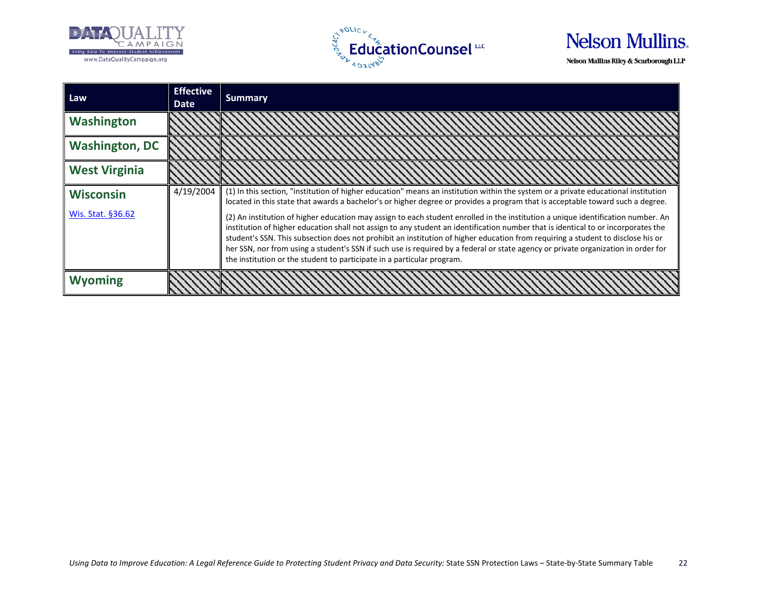| Law | Effective Date | Summary |
| --- | --- | --- |
| **Washington** | | |
| **Washington, DC** | | |
| **West Virginia** | | |
| **Wisconsin**<br>Wis. Stat. §36.62 | 4/19/2004 | (1) In this section, "institution of higher education" means an institution within the system or a private educational institution located in this state that awards a bachelor's or higher degree or provides a program that is acceptable toward such a degree.<br>(2) An institution of higher education may assign to each student enrolled in the institution a unique identification number. An institution of higher education shall not assign to any student an identification number that is identical to or incorporates the student's SSN. This subsection does not prohibit an institution of higher education from requiring a student to disclose his or her SSN, nor from using a student's SSN if such use is required by a federal or state agency or private organization in order for the institution or the student to participate in a particular program. |
| **Wyoming** | | |